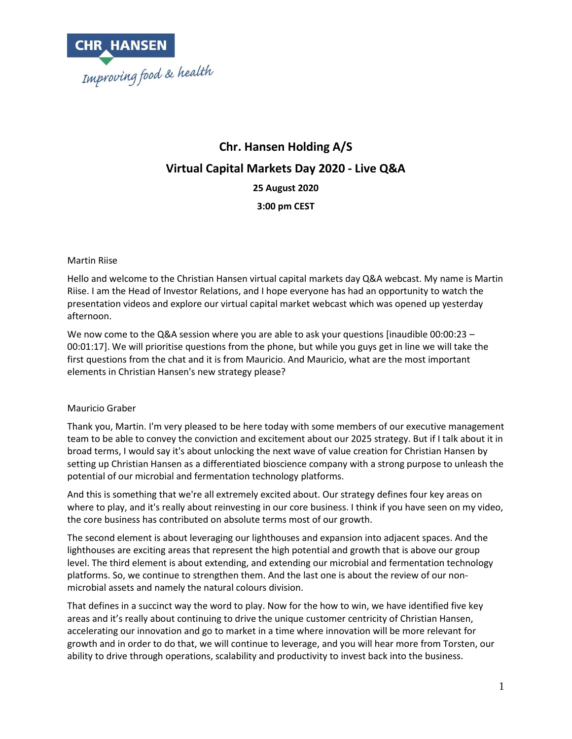# Chr. Hansen Holding A/S

## Virtual Capital Markets Day 2020 - Live Q&A

**25 August 2020**

**3:00 pm CEST**

Martin Riise

Hello and welcome to the Christian Hansen virtual capital markets day Q&A webcast. My name is Martin Riise. I am the Head of Investor Relations, and I hope everyone has had an opportunity to watch the presentation videos and explore our virtual capital market webcast which was opened up yesterday afternoon.

We now come to the Q&A session where you are able to ask your questions [inaudible 00:00:23 – 00:01:17]. We will prioritise questions from the phone, but while you guys get in line we will take the first questions from the chat and it is from Mauricio. And Mauricio, what are the most important elements in Christian Hansen's new strategy please?

Mauricio Graber

Thank you, Martin. I'm very pleased to be here today with some members of our executive management team to be able to convey the conviction and excitement about our 2025 strategy. But if I talk about it in broad terms, I would say it's about unlocking the next wave of value creation for Christian Hansen by setting up Christian Hansen as a differentiated bioscience company with a strong purpose to unleash the potential of our microbial and fermentation technology platforms.

And this is something that we're all extremely excited about. Our strategy defines four key areas on where to play, and it's really about reinvesting in our core business. I think if you have seen on my video, the core business has contributed on absolute terms most of our growth.

The second element is about leveraging our lighthouses and expansion into adjacent spaces. And the lighthouses are exciting areas that represent the high potential and growth that is above our group level. The third element is about extending, and extending our microbial and fermentation technology platforms. So, we continue to strengthen them. And the last one is about the review of our non-microbial assets and namely the natural colours division.

That defines in a succinct way the word to play. Now for the how to win, we have identified five key areas and it's really about continuing to drive the unique customer centricity of Christian Hansen, accelerating our innovation and go to market in a time where innovation will be more relevant for growth and in order to do that, we will continue to leverage, and you will hear more from Torsten, our ability to drive through operations, scalability and productivity to invest back into the business.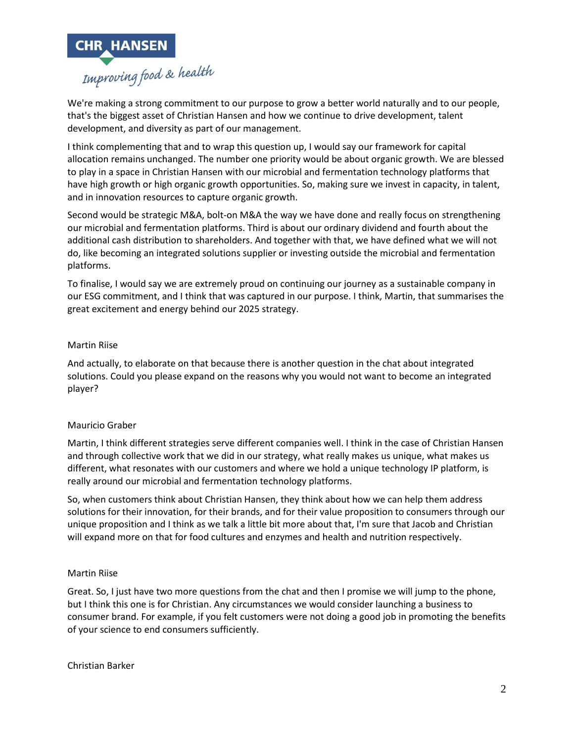We're making a strong commitment to our purpose to grow a better world naturally and to our people, that's the biggest asset of Christian Hansen and how we continue to drive development, talent development, and diversity as part of our management.

I think complementing that and to wrap this question up, I would say our framework for capital allocation remains unchanged. The number one priority would be about organic growth. We are blessed to play in a space in Christian Hansen with our microbial and fermentation technology platforms that have high growth or high organic growth opportunities. So, making sure we invest in capacity, in talent, and in innovation resources to capture organic growth.

Second would be strategic M&A, bolt-on M&A the way we have done and really focus on strengthening our microbial and fermentation platforms. Third is about our ordinary dividend and fourth about the additional cash distribution to shareholders. And together with that, we have defined what we will not do, like becoming an integrated solutions supplier or investing outside the microbial and fermentation platforms.

To finalise, I would say we are extremely proud on continuing our journey as a sustainable company in our ESG commitment, and I think that was captured in our purpose. I think, Martin, that summarises the great excitement and energy behind our 2025 strategy.

Martin Riise

And actually, to elaborate on that because there is another question in the chat about integrated solutions. Could you please expand on the reasons why you would not want to become an integrated player?

Mauricio Graber

Martin, I think different strategies serve different companies well. I think in the case of Christian Hansen and through collective work that we did in our strategy, what really makes us unique, what makes us different, what resonates with our customers and where we hold a unique technology IP platform, is really around our microbial and fermentation technology platforms.

So, when customers think about Christian Hansen, they think about how we can help them address solutions for their innovation, for their brands, and for their value proposition to consumers through our unique proposition and I think as we talk a little bit more about that, I'm sure that Jacob and Christian will expand more on that for food cultures and enzymes and health and nutrition respectively.

Martin Riise

Great. So, I just have two more questions from the chat and then I promise we will jump to the phone, but I think this one is for Christian. Any circumstances we would consider launching a business to consumer brand. For example, if you felt customers were not doing a good job in promoting the benefits of your science to end consumers sufficiently.

Christian Barker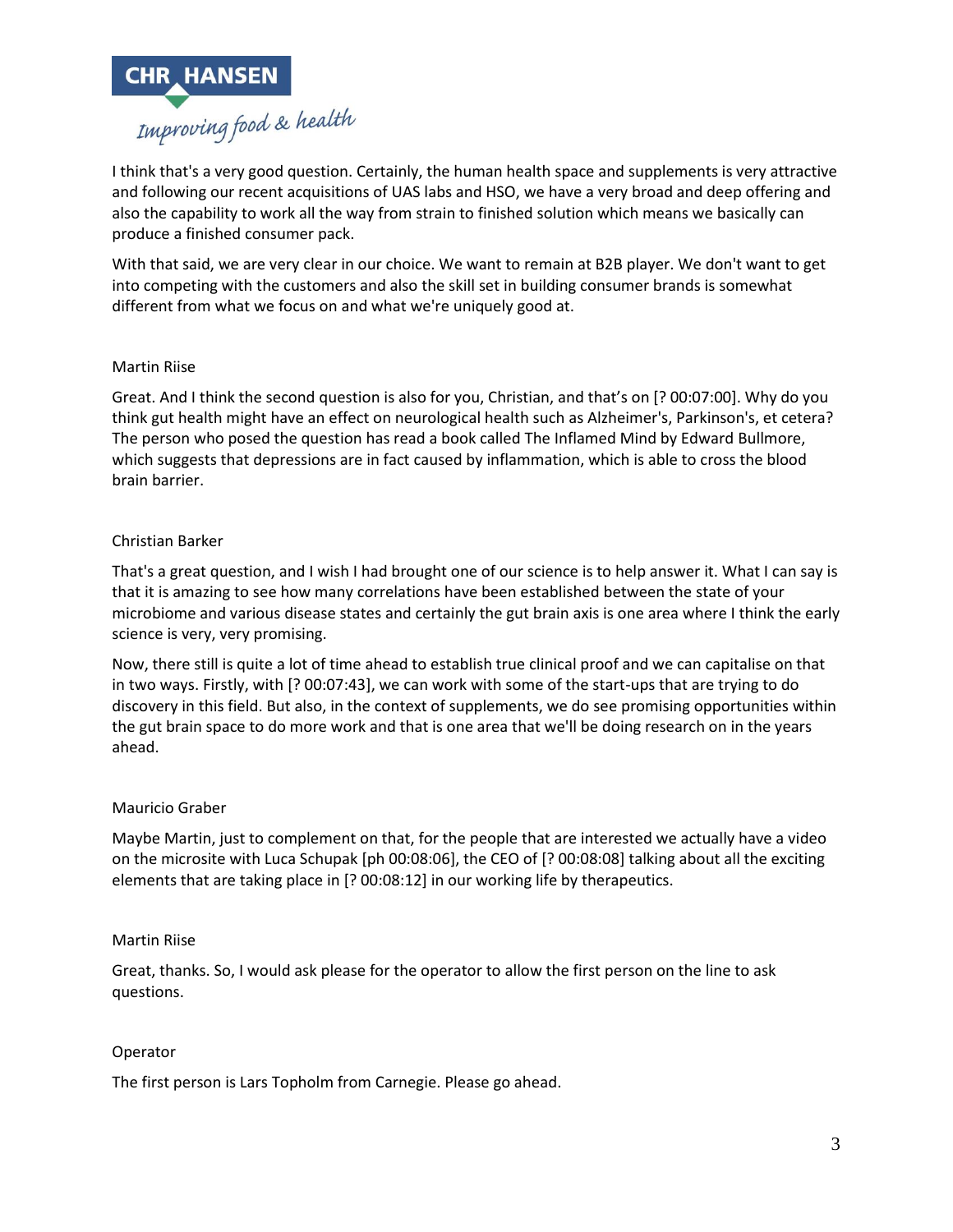I think that's a very good question. Certainly, the human health space and supplements is very attractive and following our recent acquisitions of UAS labs and HSO, we have a very broad and deep offering and also the capability to work all the way from strain to finished solution which means we basically can produce a finished consumer pack.

With that said, we are very clear in our choice. We want to remain at B2B player. We don't want to get into competing with the customers and also the skill set in building consumer brands is somewhat different from what we focus on and what we're uniquely good at.

Martin Riise

Great. And I think the second question is also for you, Christian, and that's on [? 00:07:00]. Why do you think gut health might have an effect on neurological health such as Alzheimer's, Parkinson's, et cetera? The person who posed the question has read a book called The Inflamed Mind by Edward Bullmore, which suggests that depressions are in fact caused by inflammation, which is able to cross the blood brain barrier.

Christian Barker

That's a great question, and I wish I had brought one of our science is to help answer it. What I can say is that it is amazing to see how many correlations have been established between the state of your microbiome and various disease states and certainly the gut brain axis is one area where I think the early science is very, very promising.

Now, there still is quite a lot of time ahead to establish true clinical proof and we can capitalise on that in two ways. Firstly, with [? 00:07:43], we can work with some of the start-ups that are trying to do discovery in this field. But also, in the context of supplements, we do see promising opportunities within the gut brain space to do more work and that is one area that we'll be doing research on in the years ahead.

Mauricio Graber

Maybe Martin, just to complement on that, for the people that are interested we actually have a video on the microsite with Luca Schupak [ph 00:08:06], the CEO of [? 00:08:08] talking about all the exciting elements that are taking place in [? 00:08:12] in our working life by therapeutics.

Martin Riise

Great, thanks. So, I would ask please for the operator to allow the first person on the line to ask questions.

Operator

The first person is Lars Topholm from Carnegie. Please go ahead.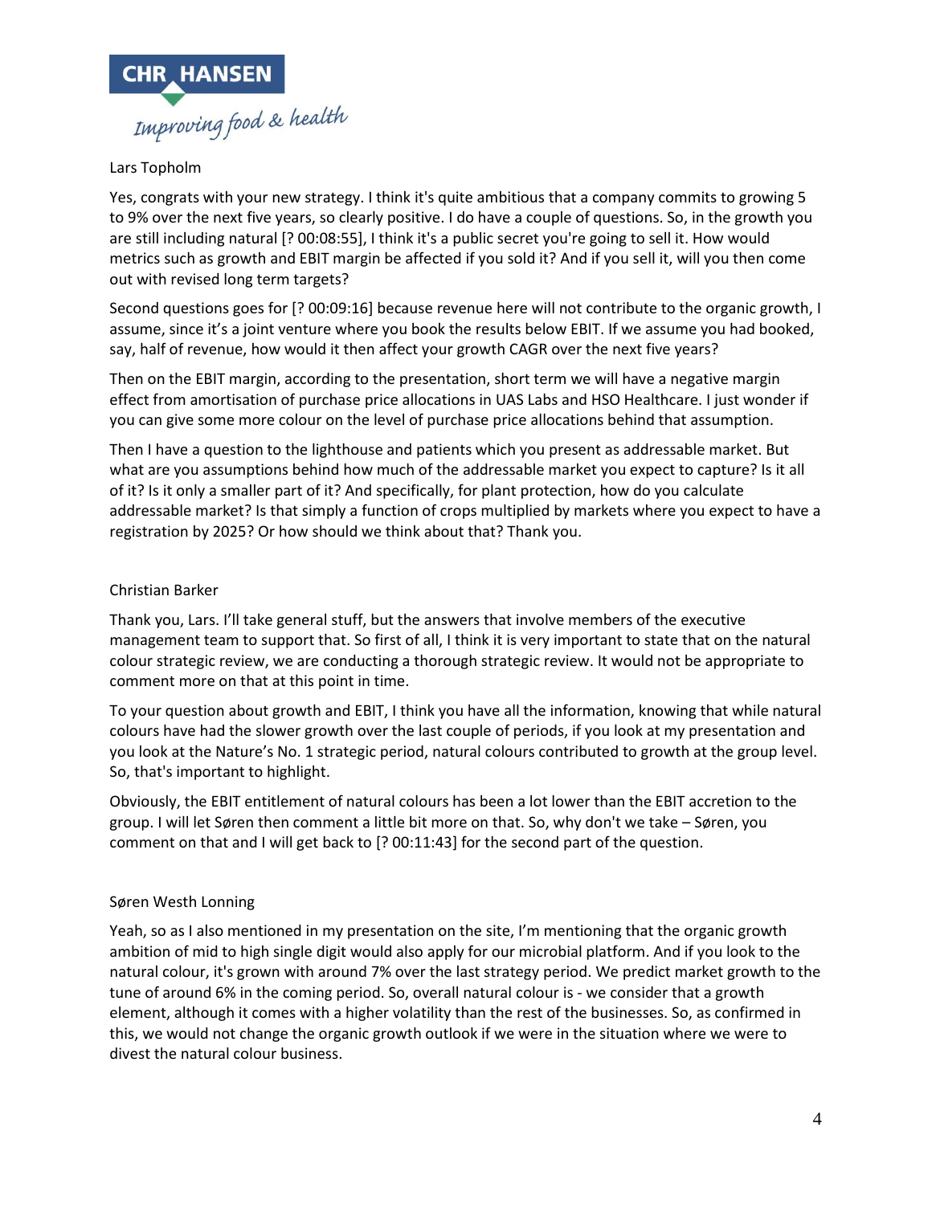Lars Topholm

Yes, congrats with your new strategy. I think it's quite ambitious that a company commits to growing 5 to 9% over the next five years, so clearly positive. I do have a couple of questions. So, in the growth you are still including natural [? 00:08:55], I think it's a public secret you're going to sell it. How would metrics such as growth and EBIT margin be affected if you sold it? And if you sell it, will you then come out with revised long term targets?

Second questions goes for [? 00:09:16] because revenue here will not contribute to the organic growth, I assume, since it's a joint venture where you book the results below EBIT. If we assume you had booked, say, half of revenue, how would it then affect your growth CAGR over the next five years?

Then on the EBIT margin, according to the presentation, short term we will have a negative margin effect from amortisation of purchase price allocations in UAS Labs and HSO Healthcare. I just wonder if you can give some more colour on the level of purchase price allocations behind that assumption.

Then I have a question to the lighthouse and patients which you present as addressable market. But what are you assumptions behind how much of the addressable market you expect to capture? Is it all of it? Is it only a smaller part of it? And specifically, for plant protection, how do you calculate addressable market? Is that simply a function of crops multiplied by markets where you expect to have a registration by 2025? Or how should we think about that? Thank you.

Christian Barker

Thank you, Lars. I'll take general stuff, but the answers that involve members of the executive management team to support that. So first of all, I think it is very important to state that on the natural colour strategic review, we are conducting a thorough strategic review. It would not be appropriate to comment more on that at this point in time.

To your question about growth and EBIT, I think you have all the information, knowing that while natural colours have had the slower growth over the last couple of periods, if you look at my presentation and you look at the Nature's No. 1 strategic period, natural colours contributed to growth at the group level. So, that's important to highlight.

Obviously, the EBIT entitlement of natural colours has been a lot lower than the EBIT accretion to the group. I will let Søren then comment a little bit more on that. So, why don't we take – Søren, you comment on that and I will get back to [? 00:11:43] for the second part of the question.

Søren Westh Lonning

Yeah, so as I also mentioned in my presentation on the site, I'm mentioning that the organic growth ambition of mid to high single digit would also apply for our microbial platform. And if you look to the natural colour, it's grown with around 7% over the last strategy period. We predict market growth to the tune of around 6% in the coming period. So, overall natural colour is - we consider that a growth element, although it comes with a higher volatility than the rest of the businesses. So, as confirmed in this, we would not change the organic growth outlook if we were in the situation where we were to divest the natural colour business.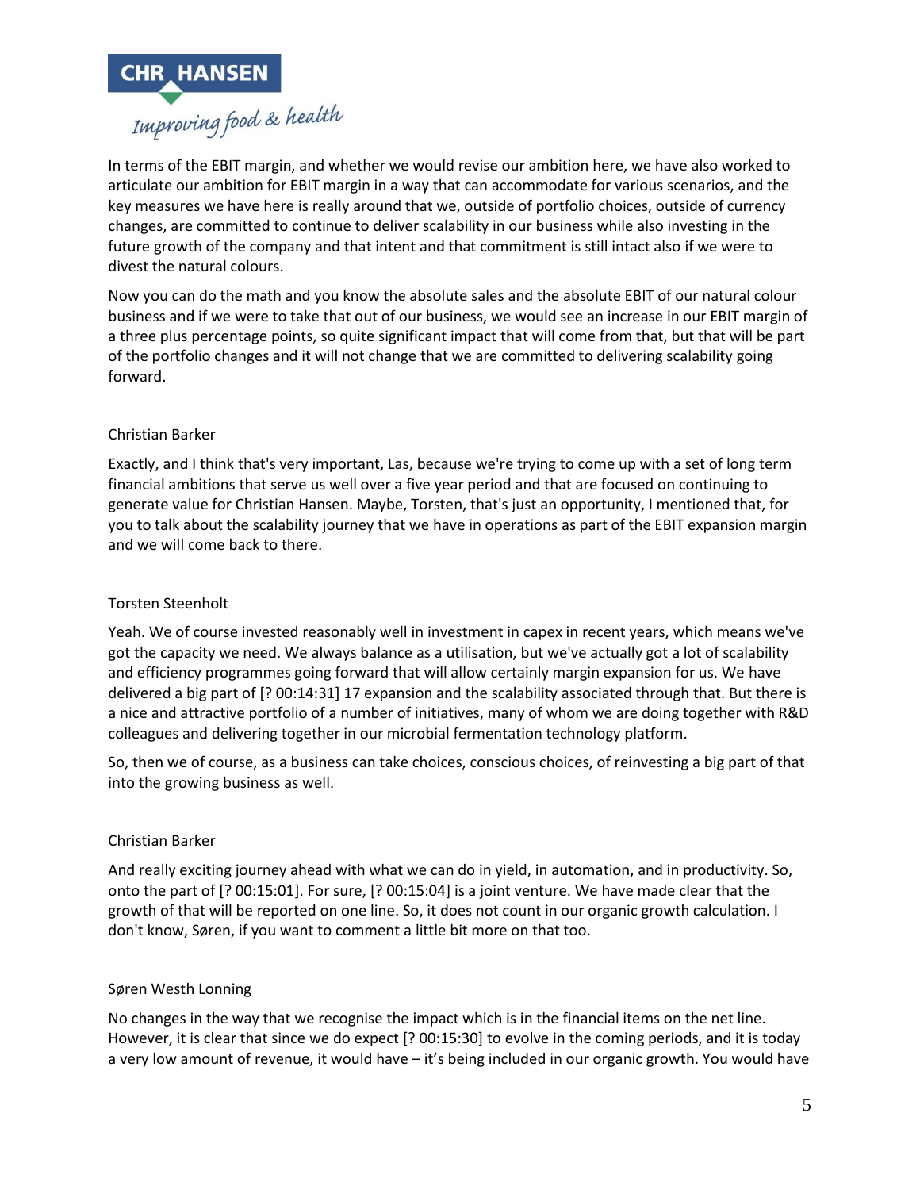In terms of the EBIT margin, and whether we would revise our ambition here, we have also worked to articulate our ambition for EBIT margin in a way that can accommodate for various scenarios, and the key measures we have here is really around that we, outside of portfolio choices, outside of currency changes, are committed to continue to deliver scalability in our business while also investing in the future growth of the company and that intent and that commitment is still intact also if we were to divest the natural colours.

Now you can do the math and you know the absolute sales and the absolute EBIT of our natural colour business and if we were to take that out of our business, we would see an increase in our EBIT margin of a three plus percentage points, so quite significant impact that will come from that, but that will be part of the portfolio changes and it will not change that we are committed to delivering scalability going forward.

Christian Barker

Exactly, and I think that's very important, Las, because we're trying to come up with a set of long term financial ambitions that serve us well over a five year period and that are focused on continuing to generate value for Christian Hansen. Maybe, Torsten, that's just an opportunity, I mentioned that, for you to talk about the scalability journey that we have in operations as part of the EBIT expansion margin and we will come back to there.

Torsten Steenholt

Yeah. We of course invested reasonably well in investment in capex in recent years, which means we've got the capacity we need. We always balance as a utilisation, but we've actually got a lot of scalability and efficiency programmes going forward that will allow certainly margin expansion for us. We have delivered a big part of [? 00:14:31] 17 expansion and the scalability associated through that. But there is a nice and attractive portfolio of a number of initiatives, many of whom we are doing together with R&D colleagues and delivering together in our microbial fermentation technology platform.

So, then we of course, as a business can take choices, conscious choices, of reinvesting a big part of that into the growing business as well.

Christian Barker

And really exciting journey ahead with what we can do in yield, in automation, and in productivity. So, onto the part of [? 00:15:01]. For sure, [? 00:15:04] is a joint venture. We have made clear that the growth of that will be reported on one line. So, it does not count in our organic growth calculation. I don't know, Søren, if you want to comment a little bit more on that too.

Søren Westh Lonning

No changes in the way that we recognise the impact which is in the financial items on the net line. However, it is clear that since we do expect [? 00:15:30] to evolve in the coming periods, and it is today a very low amount of revenue, it would have – it's being included in our organic growth. You would have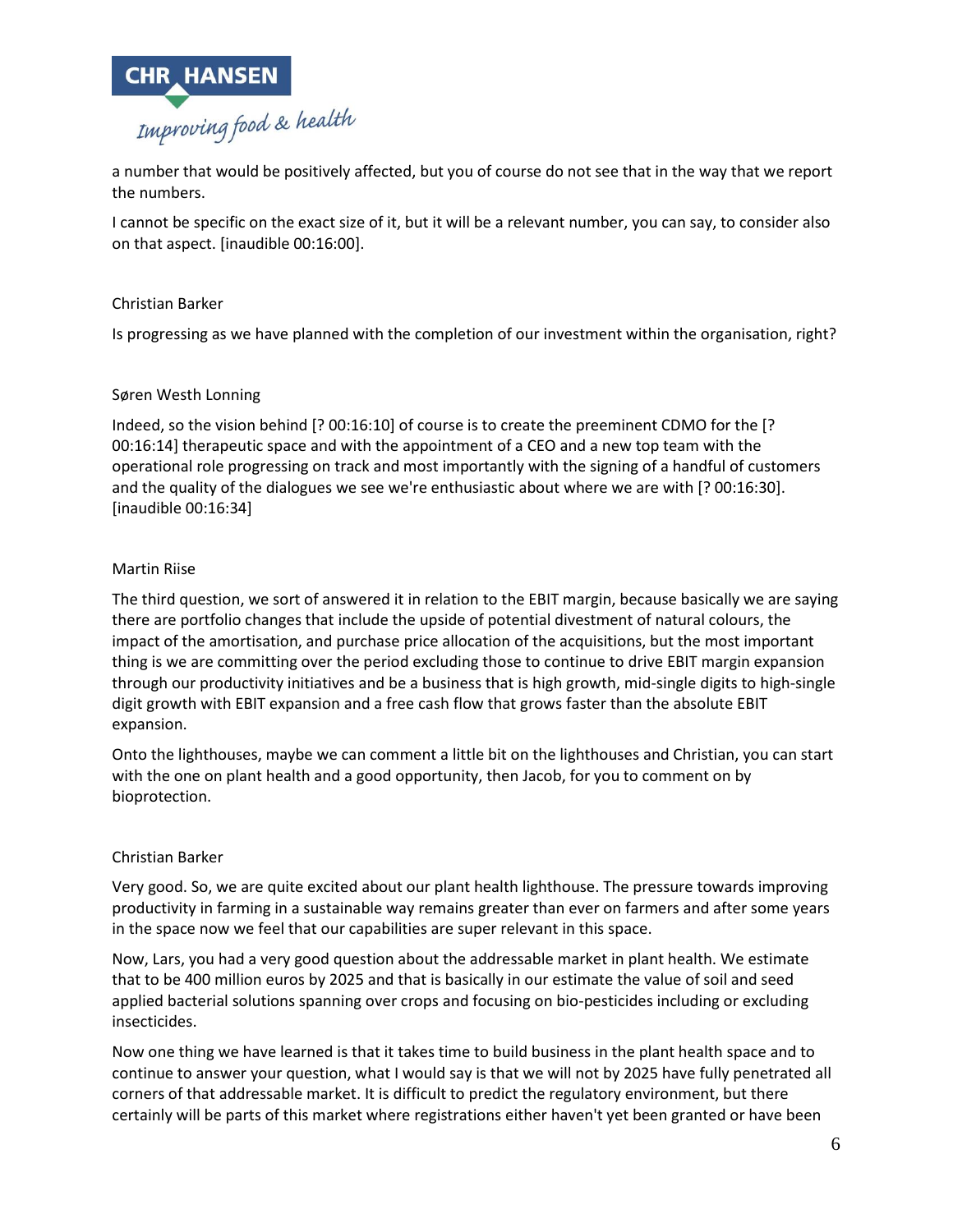a number that would be positively affected, but you of course do not see that in the way that we report the numbers.

I cannot be specific on the exact size of it, but it will be a relevant number, you can say, to consider also on that aspect. [inaudible 00:16:00].

Christian Barker

Is progressing as we have planned with the completion of our investment within the organisation, right?

Søren Westh Lonning

Indeed, so the vision behind [? 00:16:10] of course is to create the preeminent CDMO for the [? 00:16:14] therapeutic space and with the appointment of a CEO and a new top team with the operational role progressing on track and most importantly with the signing of a handful of customers and the quality of the dialogues we see we're enthusiastic about where we are with [? 00:16:30]. [inaudible 00:16:34]

Martin Riise

The third question, we sort of answered it in relation to the EBIT margin, because basically we are saying there are portfolio changes that include the upside of potential divestment of natural colours, the impact of the amortisation, and purchase price allocation of the acquisitions, but the most important thing is we are committing over the period excluding those to continue to drive EBIT margin expansion through our productivity initiatives and be a business that is high growth, mid-single digits to high-single digit growth with EBIT expansion and a free cash flow that grows faster than the absolute EBIT expansion.

Onto the lighthouses, maybe we can comment a little bit on the lighthouses and Christian, you can start with the one on plant health and a good opportunity, then Jacob, for you to comment on by bioprotection.

Christian Barker

Very good. So, we are quite excited about our plant health lighthouse. The pressure towards improving productivity in farming in a sustainable way remains greater than ever on farmers and after some years in the space now we feel that our capabilities are super relevant in this space.

Now, Lars, you had a very good question about the addressable market in plant health. We estimate that to be 400 million euros by 2025 and that is basically in our estimate the value of soil and seed applied bacterial solutions spanning over crops and focusing on bio-pesticides including or excluding insecticides.

Now one thing we have learned is that it takes time to build business in the plant health space and to continue to answer your question, what I would say is that we will not by 2025 have fully penetrated all corners of that addressable market. It is difficult to predict the regulatory environment, but there certainly will be parts of this market where registrations either haven't yet been granted or have been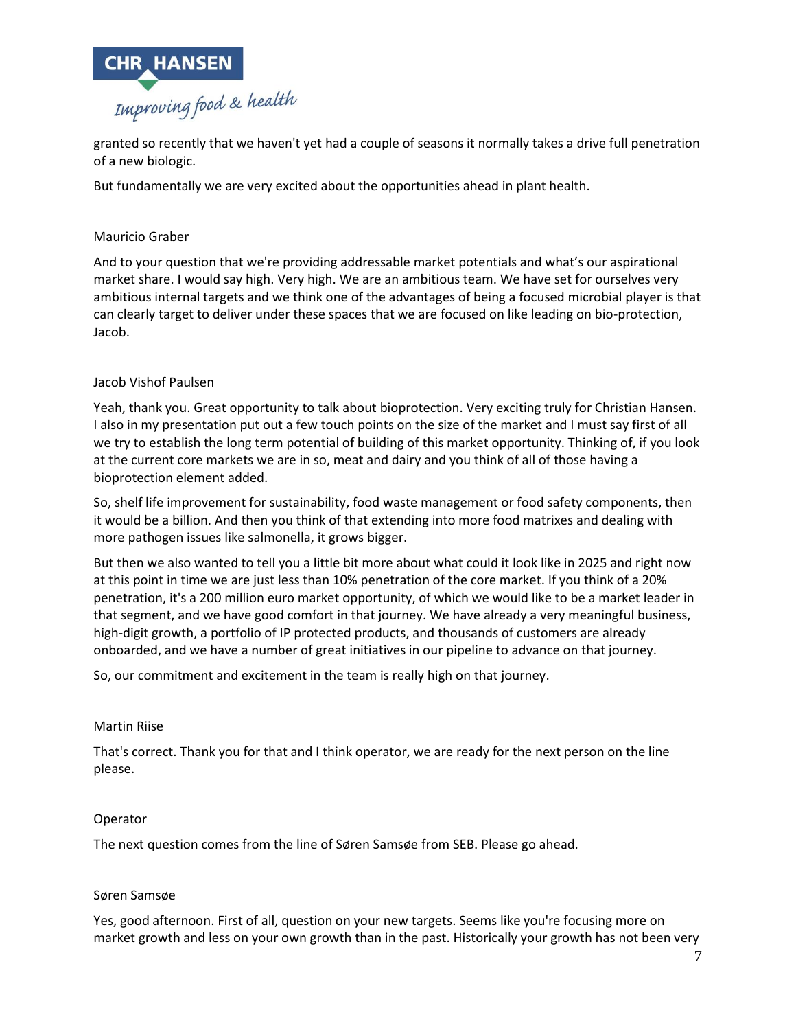granted so recently that we haven't yet had a couple of seasons it normally takes a drive full penetration of a new biologic.

But fundamentally we are very excited about the opportunities ahead in plant health.

Mauricio Graber

And to your question that we're providing addressable market potentials and what's our aspirational market share. I would say high. Very high. We are an ambitious team. We have set for ourselves very ambitious internal targets and we think one of the advantages of being a focused microbial player is that can clearly target to deliver under these spaces that we are focused on like leading on bio-protection, Jacob.

Jacob Vishof Paulsen

Yeah, thank you. Great opportunity to talk about bioprotection. Very exciting truly for Christian Hansen. I also in my presentation put out a few touch points on the size of the market and I must say first of all we try to establish the long term potential of building of this market opportunity. Thinking of, if you look at the current core markets we are in so, meat and dairy and you think of all of those having a bioprotection element added.

So, shelf life improvement for sustainability, food waste management or food safety components, then it would be a billion. And then you think of that extending into more food matrixes and dealing with more pathogen issues like salmonella, it grows bigger.

But then we also wanted to tell you a little bit more about what could it look like in 2025 and right now at this point in time we are just less than 10% penetration of the core market. If you think of a 20% penetration, it's a 200 million euro market opportunity, of which we would like to be a market leader in that segment, and we have good comfort in that journey. We have already a very meaningful business, high-digit growth, a portfolio of IP protected products, and thousands of customers are already onboarded, and we have a number of great initiatives in our pipeline to advance on that journey.

So, our commitment and excitement in the team is really high on that journey.

Martin Riise

That's correct. Thank you for that and I think operator, we are ready for the next person on the line please.

Operator

The next question comes from the line of Søren Samsøe from SEB. Please go ahead.

Søren Samsøe

Yes, good afternoon. First of all, question on your new targets. Seems like you're focusing more on market growth and less on your own growth than in the past. Historically your growth has not been very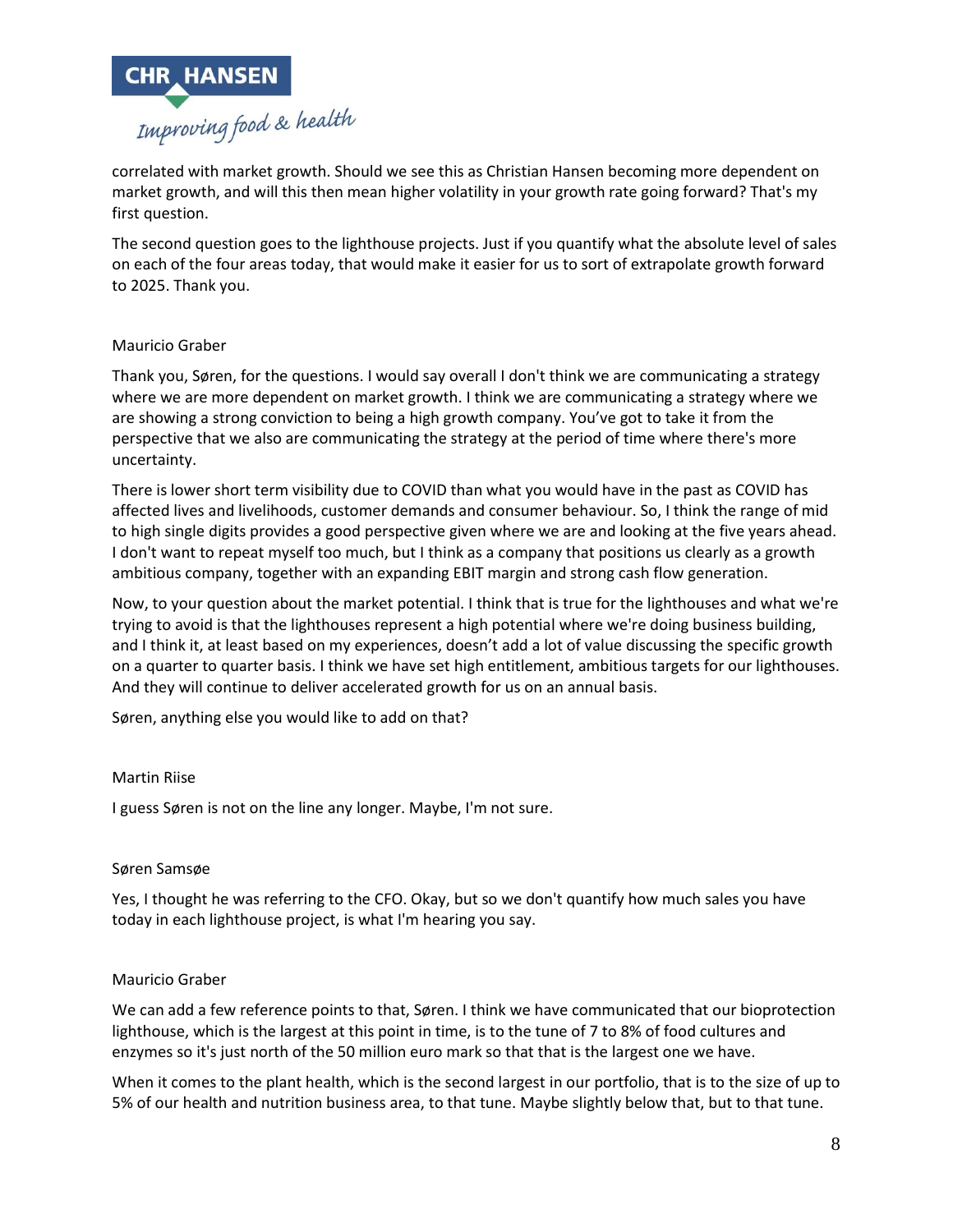correlated with market growth. Should we see this as Christian Hansen becoming more dependent on market growth, and will this then mean higher volatility in your growth rate going forward? That's my first question.

The second question goes to the lighthouse projects. Just if you quantify what the absolute level of sales on each of the four areas today, that would make it easier for us to sort of extrapolate growth forward to 2025. Thank you.

Mauricio Graber

Thank you, Søren, for the questions. I would say overall I don't think we are communicating a strategy where we are more dependent on market growth. I think we are communicating a strategy where we are showing a strong conviction to being a high growth company. You've got to take it from the perspective that we also are communicating the strategy at the period of time where there's more uncertainty.

There is lower short term visibility due to COVID than what you would have in the past as COVID has affected lives and livelihoods, customer demands and consumer behaviour. So, I think the range of mid to high single digits provides a good perspective given where we are and looking at the five years ahead. I don't want to repeat myself too much, but I think as a company that positions us clearly as a growth ambitious company, together with an expanding EBIT margin and strong cash flow generation.

Now, to your question about the market potential. I think that is true for the lighthouses and what we're trying to avoid is that the lighthouses represent a high potential where we're doing business building, and I think it, at least based on my experiences, doesn't add a lot of value discussing the specific growth on a quarter to quarter basis. I think we have set high entitlement, ambitious targets for our lighthouses. And they will continue to deliver accelerated growth for us on an annual basis.

Søren, anything else you would like to add on that?

Martin Riise

I guess Søren is not on the line any longer. Maybe, I'm not sure.

Søren Samsøe

Yes, I thought he was referring to the CFO. Okay, but so we don't quantify how much sales you have today in each lighthouse project, is what I'm hearing you say.

Mauricio Graber

We can add a few reference points to that, Søren. I think we have communicated that our bioprotection lighthouse, which is the largest at this point in time, is to the tune of 7 to 8% of food cultures and enzymes so it's just north of the 50 million euro mark so that that is the largest one we have.

When it comes to the plant health, which is the second largest in our portfolio, that is to the size of up to 5% of our health and nutrition business area, to that tune. Maybe slightly below that, but to that tune.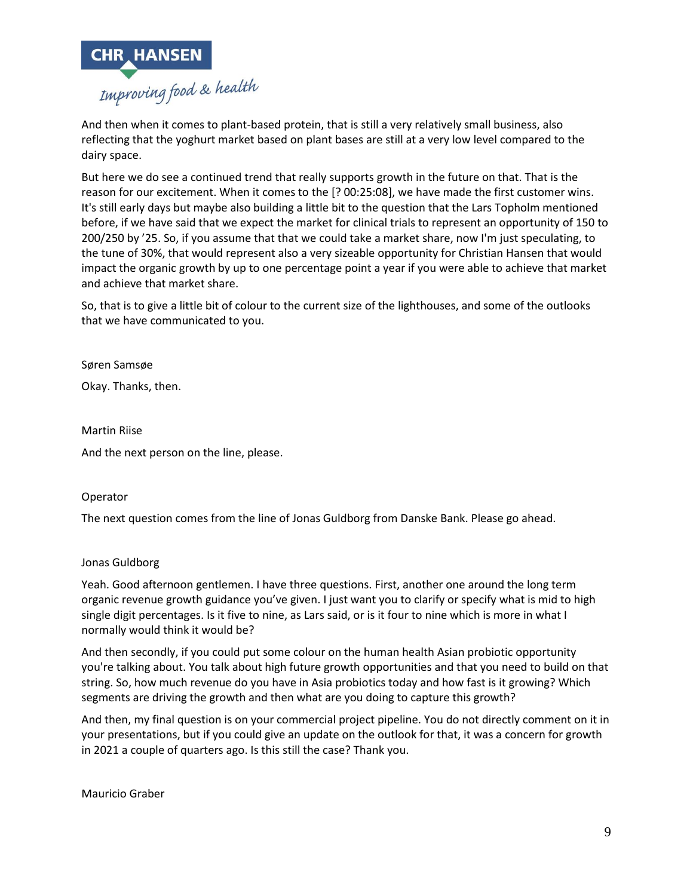And then when it comes to plant-based protein, that is still a very relatively small business, also reflecting that the yoghurt market based on plant bases are still at a very low level compared to the dairy space.

But here we do see a continued trend that really supports growth in the future on that. That is the reason for our excitement. When it comes to the [? 00:25:08], we have made the first customer wins. It's still early days but maybe also building a little bit to the question that the Lars Topholm mentioned before, if we have said that we expect the market for clinical trials to represent an opportunity of 150 to 200/250 by '25. So, if you assume that that we could take a market share, now I'm just speculating, to the tune of 30%, that would represent also a very sizeable opportunity for Christian Hansen that would impact the organic growth by up to one percentage point a year if you were able to achieve that market and achieve that market share.

So, that is to give a little bit of colour to the current size of the lighthouses, and some of the outlooks that we have communicated to you.

Søren Samsøe

Okay. Thanks, then.

Martin Riise

And the next person on the line, please.

Operator

The next question comes from the line of Jonas Guldborg from Danske Bank. Please go ahead.

Jonas Guldborg

Yeah. Good afternoon gentlemen. I have three questions. First, another one around the long term organic revenue growth guidance you've given. I just want you to clarify or specify what is mid to high single digit percentages. Is it five to nine, as Lars said, or is it four to nine which is more in what I normally would think it would be?

And then secondly, if you could put some colour on the human health Asian probiotic opportunity you're talking about. You talk about high future growth opportunities and that you need to build on that string. So, how much revenue do you have in Asia probiotics today and how fast is it growing? Which segments are driving the growth and then what are you doing to capture this growth?

And then, my final question is on your commercial project pipeline. You do not directly comment on it in your presentations, but if you could give an update on the outlook for that, it was a concern for growth in 2021 a couple of quarters ago. Is this still the case? Thank you.

Mauricio Graber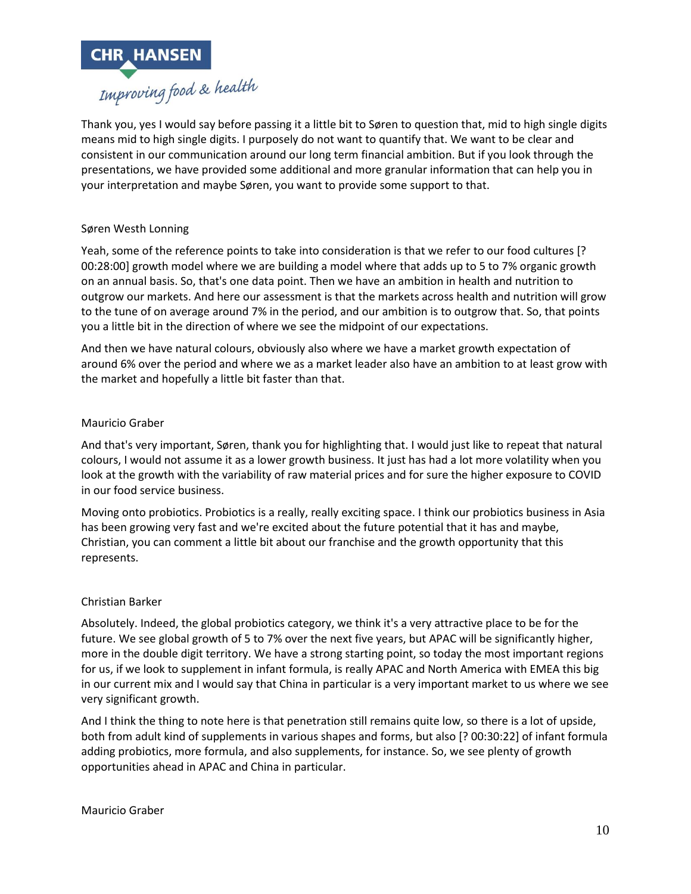Thank you, yes I would say before passing it a little bit to Søren to question that, mid to high single digits means mid to high single digits. I purposely do not want to quantify that. We want to be clear and consistent in our communication around our long term financial ambition. But if you look through the presentations, we have provided some additional and more granular information that can help you in your interpretation and maybe Søren, you want to provide some support to that.

Søren Westh Lonning

Yeah, some of the reference points to take into consideration is that we refer to our food cultures [? 00:28:00] growth model where we are building a model where that adds up to 5 to 7% organic growth on an annual basis. So, that's one data point. Then we have an ambition in health and nutrition to outgrow our markets. And here our assessment is that the markets across health and nutrition will grow to the tune of on average around 7% in the period, and our ambition is to outgrow that. So, that points you a little bit in the direction of where we see the midpoint of our expectations.

And then we have natural colours, obviously also where we have a market growth expectation of around 6% over the period and where we as a market leader also have an ambition to at least grow with the market and hopefully a little bit faster than that.

Mauricio Graber

And that's very important, Søren, thank you for highlighting that. I would just like to repeat that natural colours, I would not assume it as a lower growth business. It just has had a lot more volatility when you look at the growth with the variability of raw material prices and for sure the higher exposure to COVID in our food service business.

Moving onto probiotics. Probiotics is a really, really exciting space. I think our probiotics business in Asia has been growing very fast and we're excited about the future potential that it has and maybe, Christian, you can comment a little bit about our franchise and the growth opportunity that this represents.

Christian Barker

Absolutely. Indeed, the global probiotics category, we think it's a very attractive place to be for the future. We see global growth of 5 to 7% over the next five years, but APAC will be significantly higher, more in the double digit territory. We have a strong starting point, so today the most important regions for us, if we look to supplement in infant formula, is really APAC and North America with EMEA this big in our current mix and I would say that China in particular is a very important market to us where we see very significant growth.

And I think the thing to note here is that penetration still remains quite low, so there is a lot of upside, both from adult kind of supplements in various shapes and forms, but also [? 00:30:22] of infant formula adding probiotics, more formula, and also supplements, for instance. So, we see plenty of growth opportunities ahead in APAC and China in particular.

Mauricio Graber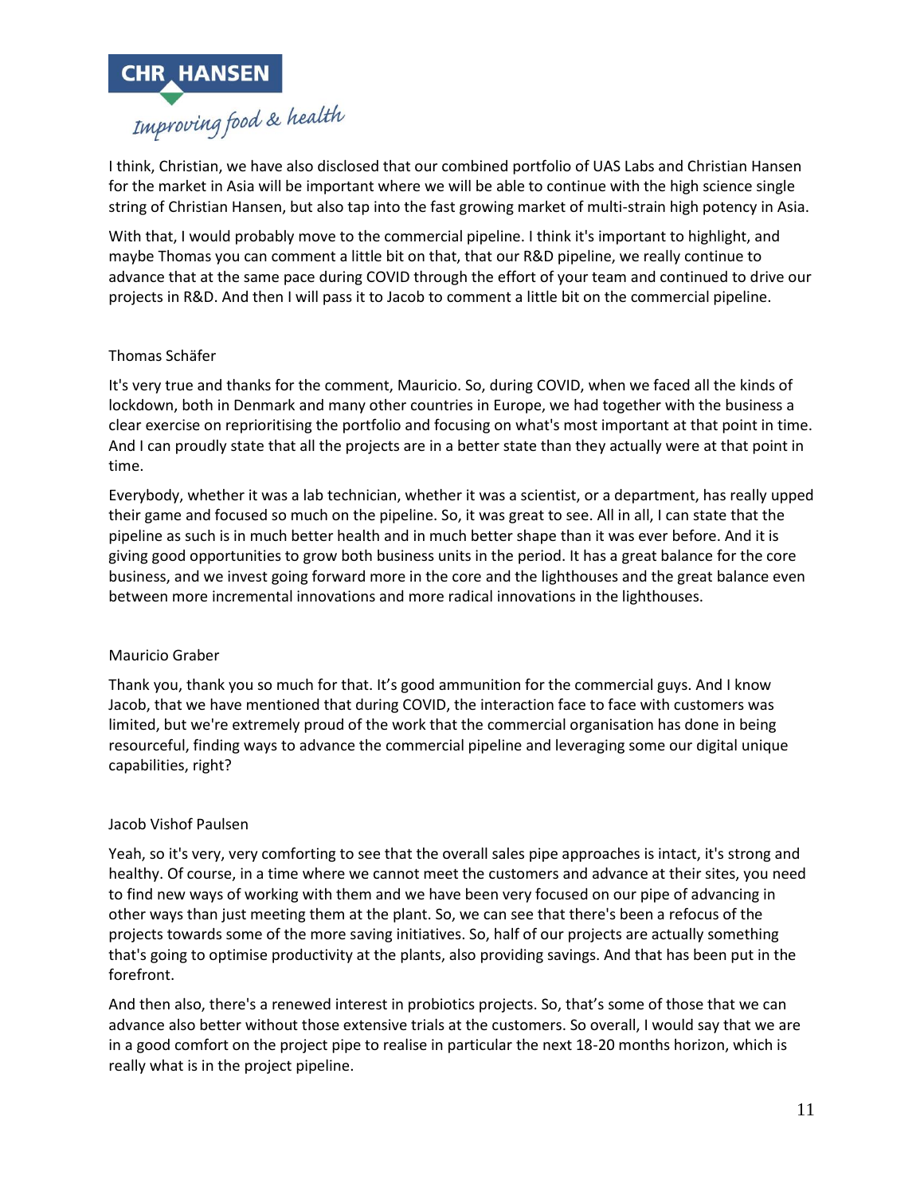I think, Christian, we have also disclosed that our combined portfolio of UAS Labs and Christian Hansen for the market in Asia will be important where we will be able to continue with the high science single string of Christian Hansen, but also tap into the fast growing market of multi-strain high potency in Asia.

With that, I would probably move to the commercial pipeline. I think it's important to highlight, and maybe Thomas you can comment a little bit on that, that our R&D pipeline, we really continue to advance that at the same pace during COVID through the effort of your team and continued to drive our projects in R&D. And then I will pass it to Jacob to comment a little bit on the commercial pipeline.

Thomas Schäfer

It's very true and thanks for the comment, Mauricio. So, during COVID, when we faced all the kinds of lockdown, both in Denmark and many other countries in Europe, we had together with the business a clear exercise on reprioritising the portfolio and focusing on what's most important at that point in time. And I can proudly state that all the projects are in a better state than they actually were at that point in time.

Everybody, whether it was a lab technician, whether it was a scientist, or a department, has really upped their game and focused so much on the pipeline. So, it was great to see. All in all, I can state that the pipeline as such is in much better health and in much better shape than it was ever before. And it is giving good opportunities to grow both business units in the period. It has a great balance for the core business, and we invest going forward more in the core and the lighthouses and the great balance even between more incremental innovations and more radical innovations in the lighthouses.

Mauricio Graber

Thank you, thank you so much for that. It's good ammunition for the commercial guys. And I know Jacob, that we have mentioned that during COVID, the interaction face to face with customers was limited, but we're extremely proud of the work that the commercial organisation has done in being resourceful, finding ways to advance the commercial pipeline and leveraging some our digital unique capabilities, right?

Jacob Vishof Paulsen

Yeah, so it's very, very comforting to see that the overall sales pipe approaches is intact, it's strong and healthy. Of course, in a time where we cannot meet the customers and advance at their sites, you need to find new ways of working with them and we have been very focused on our pipe of advancing in other ways than just meeting them at the plant. So, we can see that there's been a refocus of the projects towards some of the more saving initiatives. So, half of our projects are actually something that's going to optimise productivity at the plants, also providing savings. And that has been put in the forefront.

And then also, there's a renewed interest in probiotics projects. So, that's some of those that we can advance also better without those extensive trials at the customers. So overall, I would say that we are in a good comfort on the project pipe to realise in particular the next 18-20 months horizon, which is really what is in the project pipeline.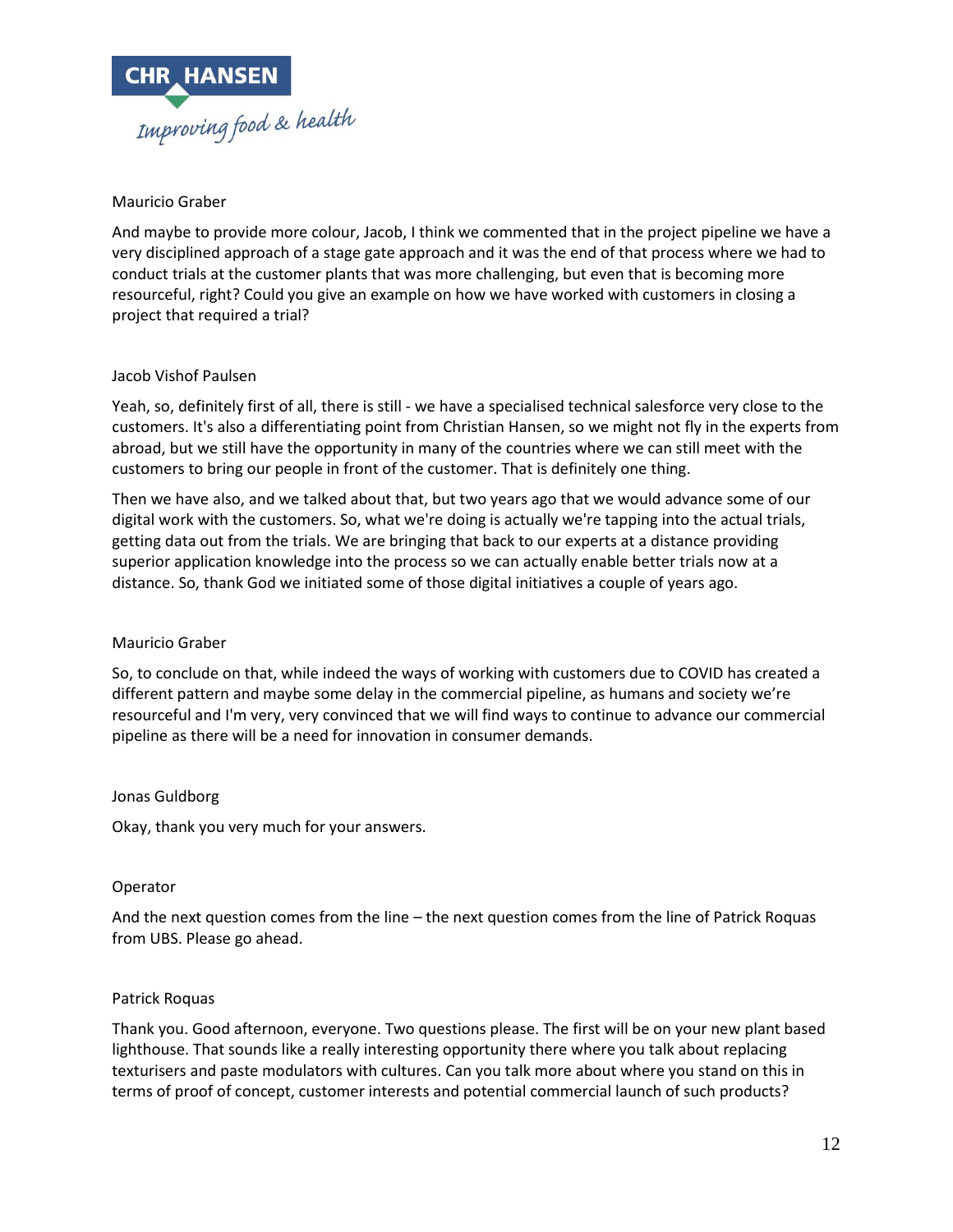Mauricio Graber

And maybe to provide more colour, Jacob, I think we commented that in the project pipeline we have a very disciplined approach of a stage gate approach and it was the end of that process where we had to conduct trials at the customer plants that was more challenging, but even that is becoming more resourceful, right? Could you give an example on how we have worked with customers in closing a project that required a trial?

Jacob Vishof Paulsen

Yeah, so, definitely first of all, there is still - we have a specialised technical salesforce very close to the customers. It's also a differentiating point from Christian Hansen, so we might not fly in the experts from abroad, but we still have the opportunity in many of the countries where we can still meet with the customers to bring our people in front of the customer. That is definitely one thing.

Then we have also, and we talked about that, but two years ago that we would advance some of our digital work with the customers. So, what we're doing is actually we're tapping into the actual trials, getting data out from the trials. We are bringing that back to our experts at a distance providing superior application knowledge into the process so we can actually enable better trials now at a distance. So, thank God we initiated some of those digital initiatives a couple of years ago.

Mauricio Graber

So, to conclude on that, while indeed the ways of working with customers due to COVID has created a different pattern and maybe some delay in the commercial pipeline, as humans and society we're resourceful and I'm very, very convinced that we will find ways to continue to advance our commercial pipeline as there will be a need for innovation in consumer demands.

Jonas Guldborg

Okay, thank you very much for your answers.

Operator

And the next question comes from the line – the next question comes from the line of Patrick Roquas from UBS. Please go ahead.

Patrick Roquas

Thank you. Good afternoon, everyone. Two questions please. The first will be on your new plant based lighthouse. That sounds like a really interesting opportunity there where you talk about replacing texturisers and paste modulators with cultures. Can you talk more about where you stand on this in terms of proof of concept, customer interests and potential commercial launch of such products?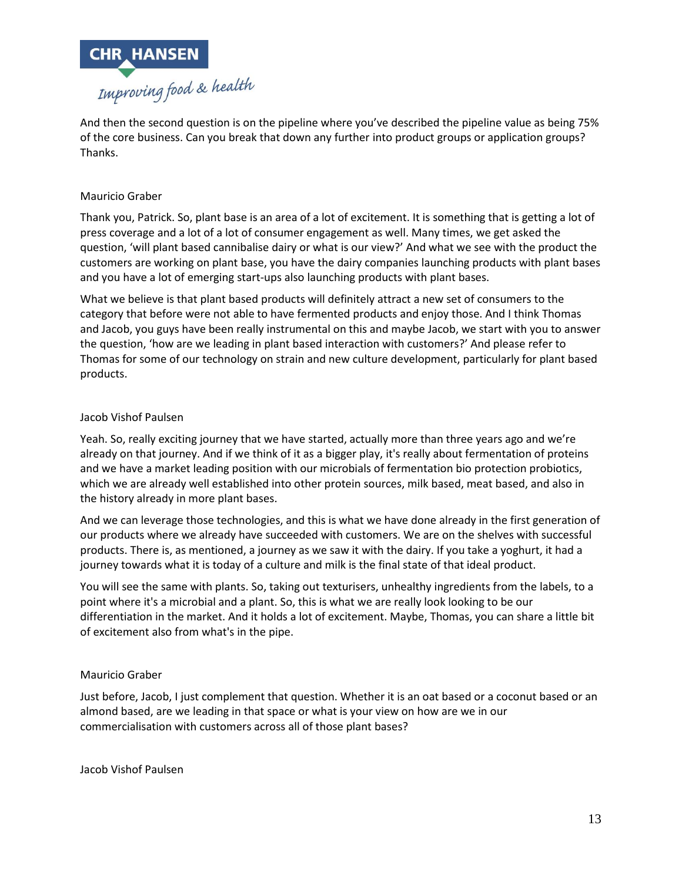And then the second question is on the pipeline where you've described the pipeline value as being 75% of the core business. Can you break that down any further into product groups or application groups? Thanks.

Mauricio Graber

Thank you, Patrick. So, plant base is an area of a lot of excitement. It is something that is getting a lot of press coverage and a lot of a lot of consumer engagement as well. Many times, we get asked the question, 'will plant based cannibalise dairy or what is our view?' And what we see with the product the customers are working on plant base, you have the dairy companies launching products with plant bases and you have a lot of emerging start-ups also launching products with plant bases.

What we believe is that plant based products will definitely attract a new set of consumers to the category that before were not able to have fermented products and enjoy those. And I think Thomas and Jacob, you guys have been really instrumental on this and maybe Jacob, we start with you to answer the question, 'how are we leading in plant based interaction with customers?' And please refer to Thomas for some of our technology on strain and new culture development, particularly for plant based products.

Jacob Vishof Paulsen

Yeah. So, really exciting journey that we have started, actually more than three years ago and we're already on that journey. And if we think of it as a bigger play, it's really about fermentation of proteins and we have a market leading position with our microbials of fermentation bio protection probiotics, which we are already well established into other protein sources, milk based, meat based, and also in the history already in more plant bases.

And we can leverage those technologies, and this is what we have done already in the first generation of our products where we already have succeeded with customers. We are on the shelves with successful products. There is, as mentioned, a journey as we saw it with the dairy. If you take a yoghurt, it had a journey towards what it is today of a culture and milk is the final state of that ideal product.

You will see the same with plants. So, taking out texturisers, unhealthy ingredients from the labels, to a point where it's a microbial and a plant. So, this is what we are really look looking to be our differentiation in the market. And it holds a lot of excitement. Maybe, Thomas, you can share a little bit of excitement also from what's in the pipe.

Mauricio Graber

Just before, Jacob, I just complement that question. Whether it is an oat based or a coconut based or an almond based, are we leading in that space or what is your view on how are we in our commercialisation with customers across all of those plant bases?

Jacob Vishof Paulsen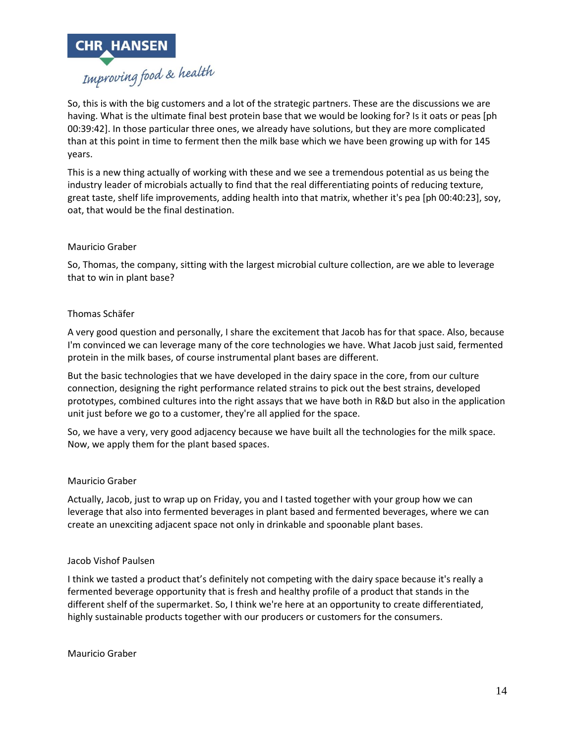So, this is with the big customers and a lot of the strategic partners. These are the discussions we are having. What is the ultimate final best protein base that we would be looking for? Is it oats or peas [ph 00:39:42]. In those particular three ones, we already have solutions, but they are more complicated than at this point in time to ferment then the milk base which we have been growing up with for 145 years.

This is a new thing actually of working with these and we see a tremendous potential as us being the industry leader of microbials actually to find that the real differentiating points of reducing texture, great taste, shelf life improvements, adding health into that matrix, whether it's pea [ph 00:40:23], soy, oat, that would be the final destination.

Mauricio Graber

So, Thomas, the company, sitting with the largest microbial culture collection, are we able to leverage that to win in plant base?

Thomas Schäfer

A very good question and personally, I share the excitement that Jacob has for that space. Also, because I'm convinced we can leverage many of the core technologies we have. What Jacob just said, fermented protein in the milk bases, of course instrumental plant bases are different.

But the basic technologies that we have developed in the dairy space in the core, from our culture connection, designing the right performance related strains to pick out the best strains, developed prototypes, combined cultures into the right assays that we have both in R&D but also in the application unit just before we go to a customer, they're all applied for the space.

So, we have a very, very good adjacency because we have built all the technologies for the milk space. Now, we apply them for the plant based spaces.

Mauricio Graber

Actually, Jacob, just to wrap up on Friday, you and I tasted together with your group how we can leverage that also into fermented beverages in plant based and fermented beverages, where we can create an unexciting adjacent space not only in drinkable and spoonable plant bases.

Jacob Vishof Paulsen

I think we tasted a product that's definitely not competing with the dairy space because it's really a fermented beverage opportunity that is fresh and healthy profile of a product that stands in the different shelf of the supermarket. So, I think we're here at an opportunity to create differentiated, highly sustainable products together with our producers or customers for the consumers.

Mauricio Graber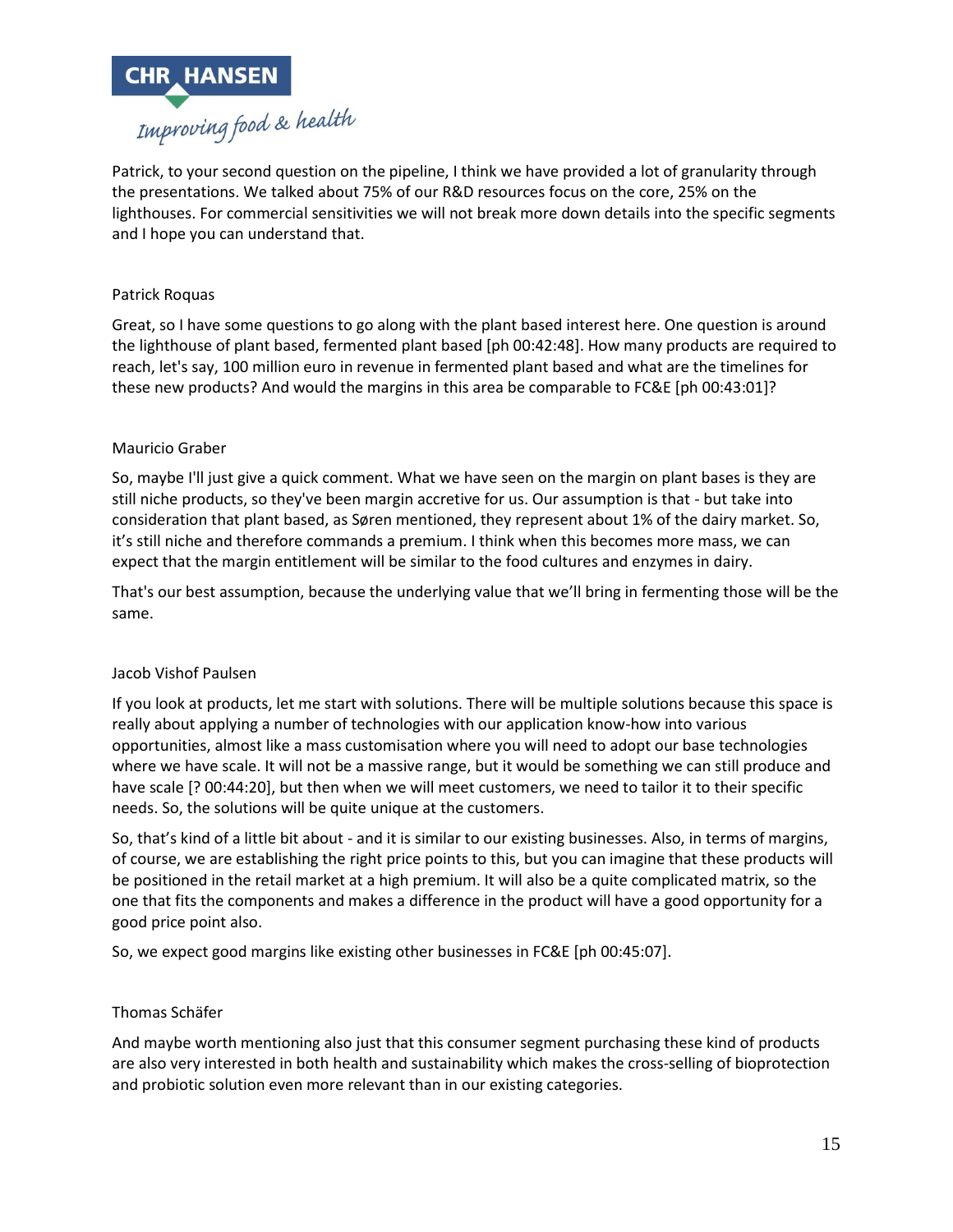Patrick, to your second question on the pipeline, I think we have provided a lot of granularity through the presentations. We talked about 75% of our R&D resources focus on the core, 25% on the lighthouses. For commercial sensitivities we will not break more down details into the specific segments and I hope you can understand that.

Patrick Roquas

Great, so I have some questions to go along with the plant based interest here. One question is around the lighthouse of plant based, fermented plant based [ph 00:42:48]. How many products are required to reach, let's say, 100 million euro in revenue in fermented plant based and what are the timelines for these new products? And would the margins in this area be comparable to FC&E [ph 00:43:01]?

Mauricio Graber

So, maybe I'll just give a quick comment. What we have seen on the margin on plant bases is they are still niche products, so they've been margin accretive for us. Our assumption is that - but take into consideration that plant based, as Søren mentioned, they represent about 1% of the dairy market. So, it's still niche and therefore commands a premium. I think when this becomes more mass, we can expect that the margin entitlement will be similar to the food cultures and enzymes in dairy.

That's our best assumption, because the underlying value that we'll bring in fermenting those will be the same.

Jacob Vishof Paulsen

If you look at products, let me start with solutions. There will be multiple solutions because this space is really about applying a number of technologies with our application know-how into various opportunities, almost like a mass customisation where you will need to adopt our base technologies where we have scale. It will not be a massive range, but it would be something we can still produce and have scale [? 00:44:20], but then when we will meet customers, we need to tailor it to their specific needs. So, the solutions will be quite unique at the customers.

So, that's kind of a little bit about - and it is similar to our existing businesses. Also, in terms of margins, of course, we are establishing the right price points to this, but you can imagine that these products will be positioned in the retail market at a high premium. It will also be a quite complicated matrix, so the one that fits the components and makes a difference in the product will have a good opportunity for a good price point also.

So, we expect good margins like existing other businesses in FC&E [ph 00:45:07].

Thomas Schäfer

And maybe worth mentioning also just that this consumer segment purchasing these kind of products are also very interested in both health and sustainability which makes the cross-selling of bioprotection and probiotic solution even more relevant than in our existing categories.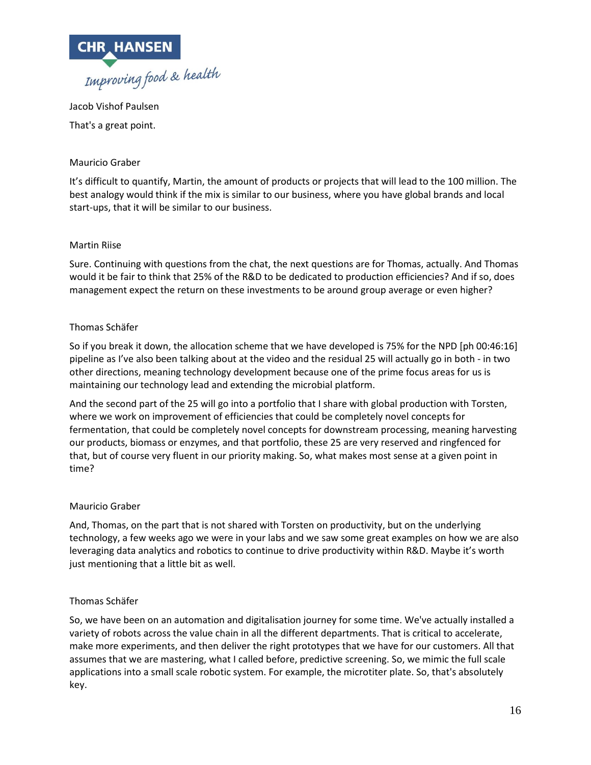Jacob Vishof Paulsen

That's a great point.

Mauricio Graber

It's difficult to quantify, Martin, the amount of products or projects that will lead to the 100 million. The best analogy would think if the mix is similar to our business, where you have global brands and local start-ups, that it will be similar to our business.

Martin Riise

Sure. Continuing with questions from the chat, the next questions are for Thomas, actually. And Thomas would it be fair to think that 25% of the R&D to be dedicated to production efficiencies? And if so, does management expect the return on these investments to be around group average or even higher?

Thomas Schäfer

So if you break it down, the allocation scheme that we have developed is 75% for the NPD [ph 00:46:16] pipeline as I've also been talking about at the video and the residual 25 will actually go in both - in two other directions, meaning technology development because one of the prime focus areas for us is maintaining our technology lead and extending the microbial platform.

And the second part of the 25 will go into a portfolio that I share with global production with Torsten, where we work on improvement of efficiencies that could be completely novel concepts for fermentation, that could be completely novel concepts for downstream processing, meaning harvesting our products, biomass or enzymes, and that portfolio, these 25 are very reserved and ringfenced for that, but of course very fluent in our priority making. So, what makes most sense at a given point in time?

Mauricio Graber

And, Thomas, on the part that is not shared with Torsten on productivity, but on the underlying technology, a few weeks ago we were in your labs and we saw some great examples on how we are also leveraging data analytics and robotics to continue to drive productivity within R&D. Maybe it's worth just mentioning that a little bit as well.

Thomas Schäfer

So, we have been on an automation and digitalisation journey for some time. We've actually installed a variety of robots across the value chain in all the different departments. That is critical to accelerate, make more experiments, and then deliver the right prototypes that we have for our customers. All that assumes that we are mastering, what I called before, predictive screening. So, we mimic the full scale applications into a small scale robotic system. For example, the microtiter plate. So, that's absolutely key.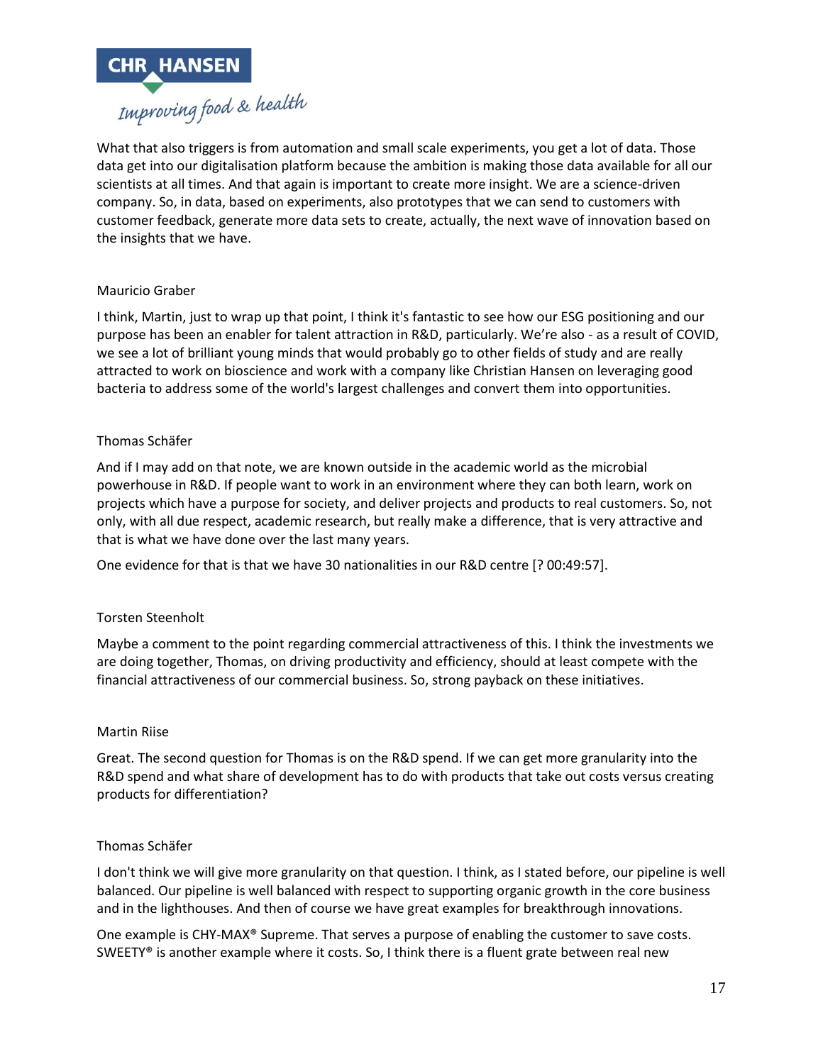What that also triggers is from automation and small scale experiments, you get a lot of data. Those data get into our digitalisation platform because the ambition is making those data available for all our scientists at all times. And that again is important to create more insight. We are a science-driven company. So, in data, based on experiments, also prototypes that we can send to customers with customer feedback, generate more data sets to create, actually, the next wave of innovation based on the insights that we have.

Mauricio Graber

I think, Martin, just to wrap up that point, I think it's fantastic to see how our ESG positioning and our purpose has been an enabler for talent attraction in R&D, particularly. We're also - as a result of COVID, we see a lot of brilliant young minds that would probably go to other fields of study and are really attracted to work on bioscience and work with a company like Christian Hansen on leveraging good bacteria to address some of the world's largest challenges and convert them into opportunities.

Thomas Schäfer

And if I may add on that note, we are known outside in the academic world as the microbial powerhouse in R&D. If people want to work in an environment where they can both learn, work on projects which have a purpose for society, and deliver projects and products to real customers. So, not only, with all due respect, academic research, but really make a difference, that is very attractive and that is what we have done over the last many years.

One evidence for that is that we have 30 nationalities in our R&D centre [? 00:49:57].

Torsten Steenholt

Maybe a comment to the point regarding commercial attractiveness of this. I think the investments we are doing together, Thomas, on driving productivity and efficiency, should at least compete with the financial attractiveness of our commercial business. So, strong payback on these initiatives.

Martin Riise

Great. The second question for Thomas is on the R&D spend. If we can get more granularity into the R&D spend and what share of development has to do with products that take out costs versus creating products for differentiation?

Thomas Schäfer

I don't think we will give more granularity on that question. I think, as I stated before, our pipeline is well balanced. Our pipeline is well balanced with respect to supporting organic growth in the core business and in the lighthouses. And then of course we have great examples for breakthrough innovations.

One example is CHY-MAX® Supreme. That serves a purpose of enabling the customer to save costs. SWEETY® is another example where it costs. So, I think there is a fluent grate between real new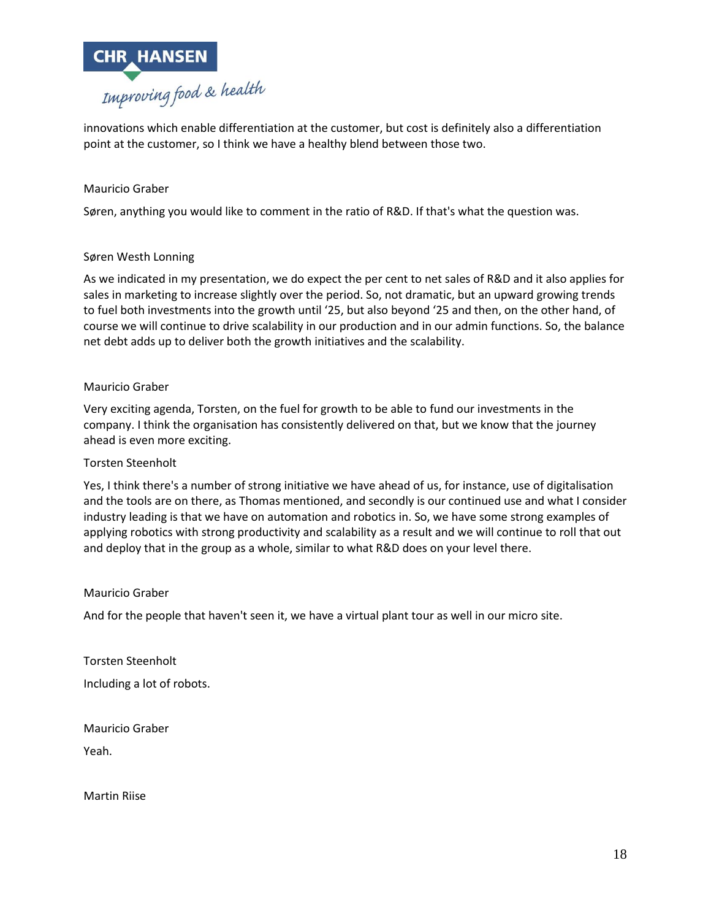innovations which enable differentiation at the customer, but cost is definitely also a differentiation point at the customer, so I think we have a healthy blend between those two.

Mauricio Graber

Søren, anything you would like to comment in the ratio of R&D. If that's what the question was.

Søren Westh Lonning

As we indicated in my presentation, we do expect the per cent to net sales of R&D and it also applies for sales in marketing to increase slightly over the period. So, not dramatic, but an upward growing trends to fuel both investments into the growth until '25, but also beyond '25 and then, on the other hand, of course we will continue to drive scalability in our production and in our admin functions. So, the balance net debt adds up to deliver both the growth initiatives and the scalability.

Mauricio Graber

Very exciting agenda, Torsten, on the fuel for growth to be able to fund our investments in the company. I think the organisation has consistently delivered on that, but we know that the journey ahead is even more exciting.

Torsten Steenholt

Yes, I think there's a number of strong initiative we have ahead of us, for instance, use of digitalisation and the tools are on there, as Thomas mentioned, and secondly is our continued use and what I consider industry leading is that we have on automation and robotics in. So, we have some strong examples of applying robotics with strong productivity and scalability as a result and we will continue to roll that out and deploy that in the group as a whole, similar to what R&D does on your level there.

Mauricio Graber

And for the people that haven't seen it, we have a virtual plant tour as well in our micro site.

Torsten Steenholt

Including a lot of robots.

Mauricio Graber

Yeah.

Martin Riise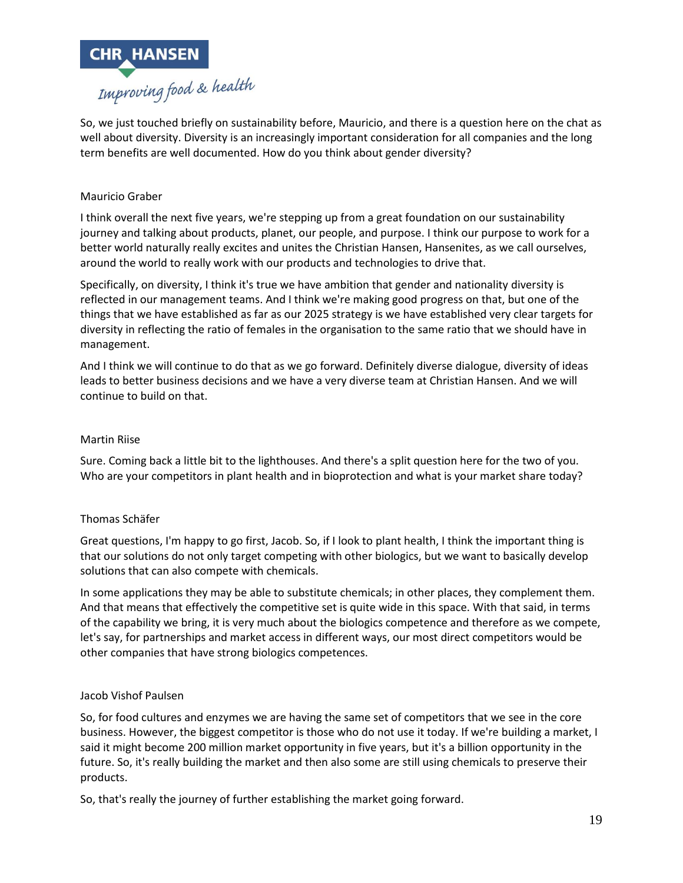So, we just touched briefly on sustainability before, Mauricio, and there is a question here on the chat as well about diversity. Diversity is an increasingly important consideration for all companies and the long term benefits are well documented. How do you think about gender diversity?

Mauricio Graber

I think overall the next five years, we're stepping up from a great foundation on our sustainability journey and talking about products, planet, our people, and purpose. I think our purpose to work for a better world naturally really excites and unites the Christian Hansen, Hansenites, as we call ourselves, around the world to really work with our products and technologies to drive that.

Specifically, on diversity, I think it's true we have ambition that gender and nationality diversity is reflected in our management teams. And I think we're making good progress on that, but one of the things that we have established as far as our 2025 strategy is we have established very clear targets for diversity in reflecting the ratio of females in the organisation to the same ratio that we should have in management.

And I think we will continue to do that as we go forward. Definitely diverse dialogue, diversity of ideas leads to better business decisions and we have a very diverse team at Christian Hansen. And we will continue to build on that.

Martin Riise

Sure. Coming back a little bit to the lighthouses. And there's a split question here for the two of you. Who are your competitors in plant health and in bioprotection and what is your market share today?

Thomas Schäfer

Great questions, I'm happy to go first, Jacob. So, if I look to plant health, I think the important thing is that our solutions do not only target competing with other biologics, but we want to basically develop solutions that can also compete with chemicals.

In some applications they may be able to substitute chemicals; in other places, they complement them. And that means that effectively the competitive set is quite wide in this space. With that said, in terms of the capability we bring, it is very much about the biologics competence and therefore as we compete, let's say, for partnerships and market access in different ways, our most direct competitors would be other companies that have strong biologics competences.

Jacob Vishof Paulsen

So, for food cultures and enzymes we are having the same set of competitors that we see in the core business. However, the biggest competitor is those who do not use it today. If we're building a market, I said it might become 200 million market opportunity in five years, but it's a billion opportunity in the future. So, it's really building the market and then also some are still using chemicals to preserve their products.

So, that's really the journey of further establishing the market going forward.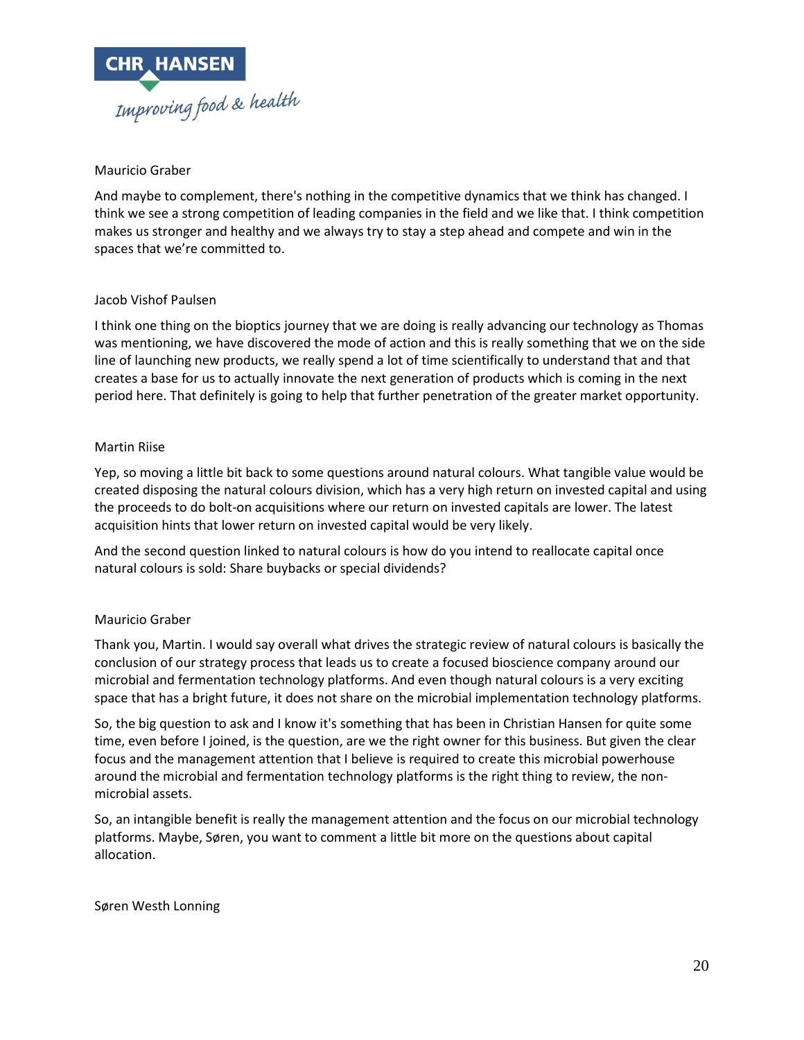Mauricio Graber

And maybe to complement, there's nothing in the competitive dynamics that we think has changed. I think we see a strong competition of leading companies in the field and we like that. I think competition makes us stronger and healthy and we always try to stay a step ahead and compete and win in the spaces that we're committed to.

Jacob Vishof Paulsen

I think one thing on the bioptics journey that we are doing is really advancing our technology as Thomas was mentioning, we have discovered the mode of action and this is really something that we on the side line of launching new products, we really spend a lot of time scientifically to understand that and that creates a base for us to actually innovate the next generation of products which is coming in the next period here. That definitely is going to help that further penetration of the greater market opportunity.

Martin Riise

Yep, so moving a little bit back to some questions around natural colours. What tangible value would be created disposing the natural colours division, which has a very high return on invested capital and using the proceeds to do bolt-on acquisitions where our return on invested capitals are lower. The latest acquisition hints that lower return on invested capital would be very likely.

And the second question linked to natural colours is how do you intend to reallocate capital once natural colours is sold: Share buybacks or special dividends?

Mauricio Graber

Thank you, Martin. I would say overall what drives the strategic review of natural colours is basically the conclusion of our strategy process that leads us to create a focused bioscience company around our microbial and fermentation technology platforms. And even though natural colours is a very exciting space that has a bright future, it does not share on the microbial implementation technology platforms.

So, the big question to ask and I know it's something that has been in Christian Hansen for quite some time, even before I joined, is the question, are we the right owner for this business. But given the clear focus and the management attention that I believe is required to create this microbial powerhouse around the microbial and fermentation technology platforms is the right thing to review, the non-microbial assets.

So, an intangible benefit is really the management attention and the focus on our microbial technology platforms. Maybe, Søren, you want to comment a little bit more on the questions about capital allocation.

Søren Westh Lonning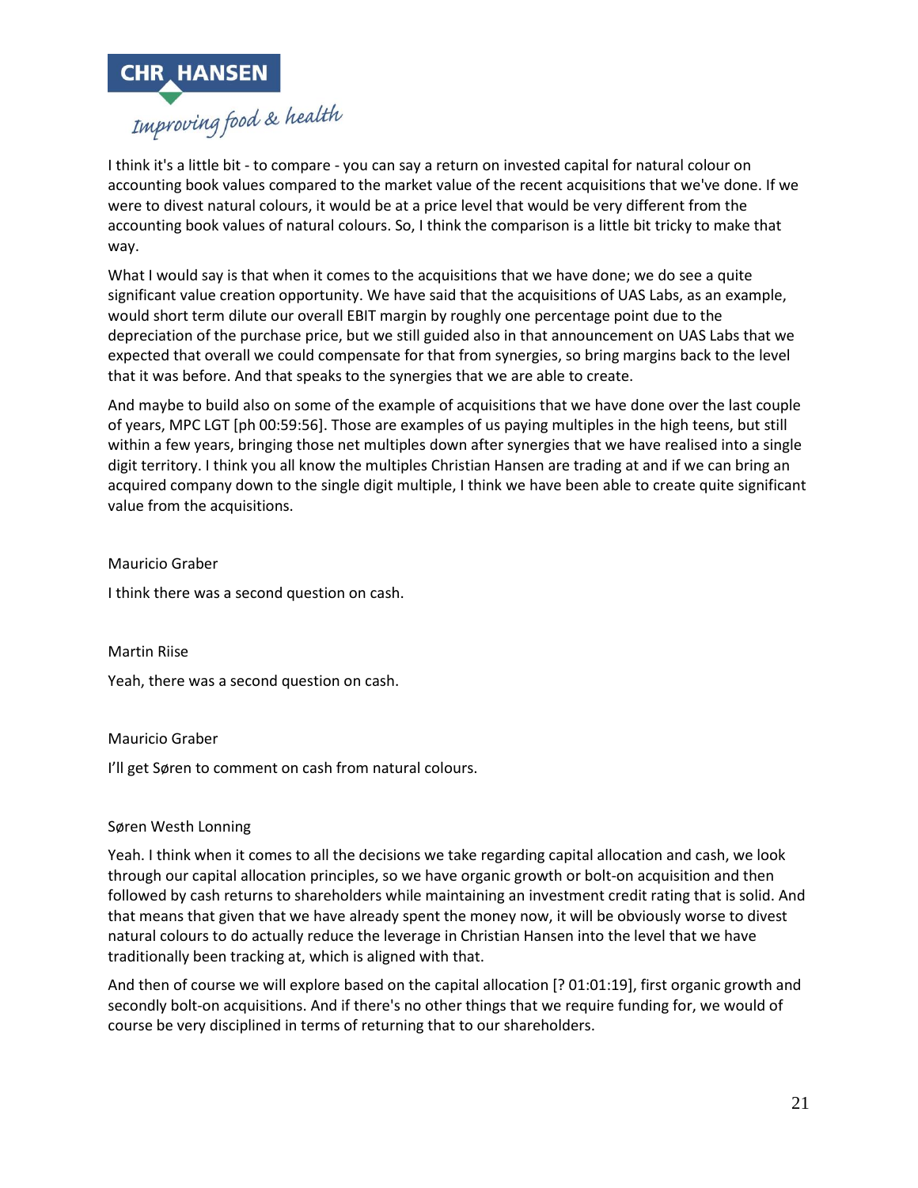I think it's a little bit - to compare - you can say a return on invested capital for natural colour on accounting book values compared to the market value of the recent acquisitions that we've done. If we were to divest natural colours, it would be at a price level that would be very different from the accounting book values of natural colours. So, I think the comparison is a little bit tricky to make that way.

What I would say is that when it comes to the acquisitions that we have done; we do see a quite significant value creation opportunity. We have said that the acquisitions of UAS Labs, as an example, would short term dilute our overall EBIT margin by roughly one percentage point due to the depreciation of the purchase price, but we still guided also in that announcement on UAS Labs that we expected that overall we could compensate for that from synergies, so bring margins back to the level that it was before. And that speaks to the synergies that we are able to create.

And maybe to build also on some of the example of acquisitions that we have done over the last couple of years, MPC LGT [ph 00:59:56]. Those are examples of us paying multiples in the high teens, but still within a few years, bringing those net multiples down after synergies that we have realised into a single digit territory. I think you all know the multiples Christian Hansen are trading at and if we can bring an acquired company down to the single digit multiple, I think we have been able to create quite significant value from the acquisitions.

Mauricio Graber

I think there was a second question on cash.

Martin Riise

Yeah, there was a second question on cash.

Mauricio Graber

I'll get Søren to comment on cash from natural colours.

Søren Westh Lonning

Yeah. I think when it comes to all the decisions we take regarding capital allocation and cash, we look through our capital allocation principles, so we have organic growth or bolt-on acquisition and then followed by cash returns to shareholders while maintaining an investment credit rating that is solid. And that means that given that we have already spent the money now, it will be obviously worse to divest natural colours to do actually reduce the leverage in Christian Hansen into the level that we have traditionally been tracking at, which is aligned with that.

And then of course we will explore based on the capital allocation [? 01:01:19], first organic growth and secondly bolt-on acquisitions. And if there's no other things that we require funding for, we would of course be very disciplined in terms of returning that to our shareholders.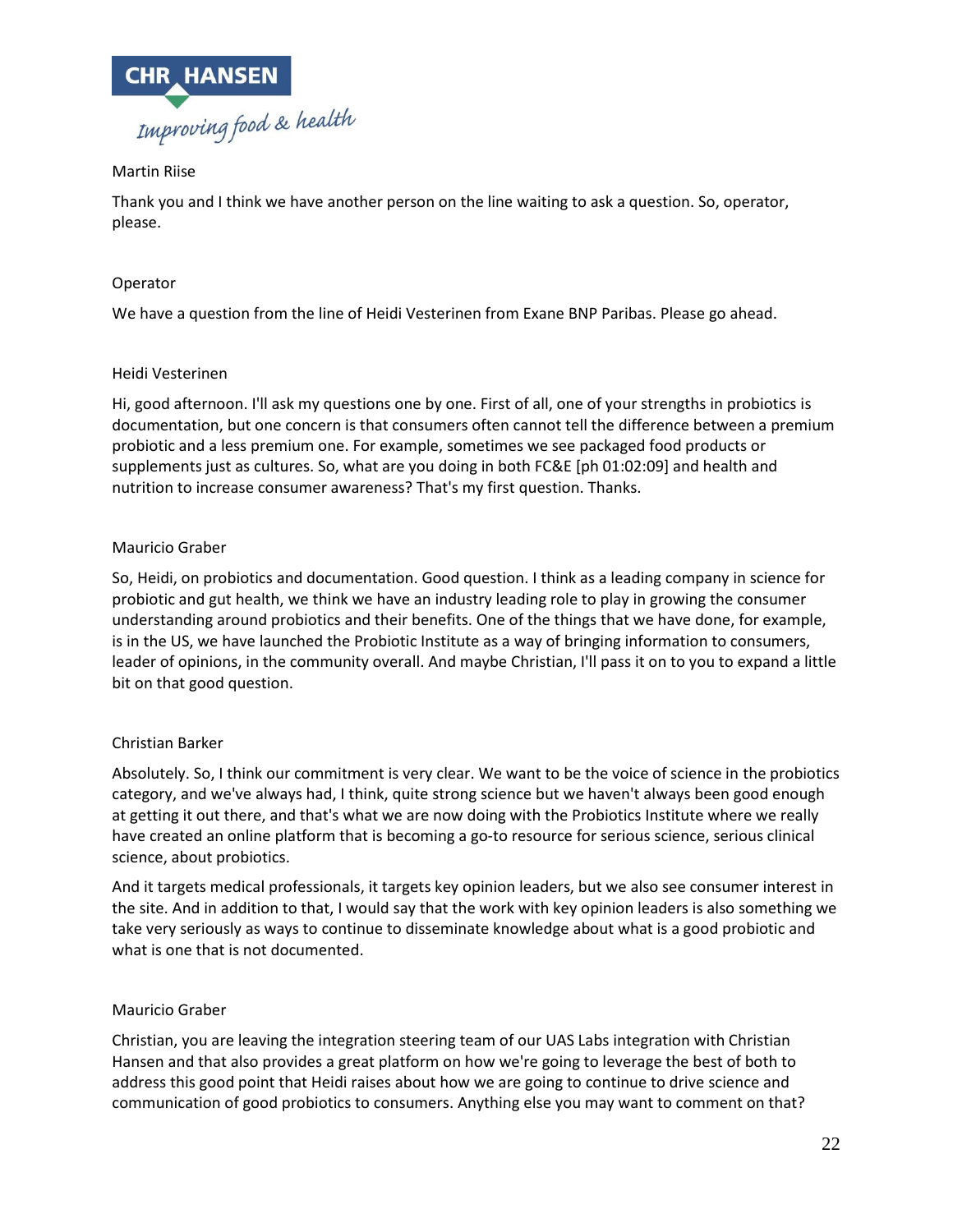Martin Riise

Thank you and I think we have another person on the line waiting to ask a question. So, operator, please.

Operator

We have a question from the line of Heidi Vesterinen from Exane BNP Paribas. Please go ahead.

Heidi Vesterinen

Hi, good afternoon. I'll ask my questions one by one. First of all, one of your strengths in probiotics is documentation, but one concern is that consumers often cannot tell the difference between a premium probiotic and a less premium one. For example, sometimes we see packaged food products or supplements just as cultures. So, what are you doing in both FC&E [ph 01:02:09] and health and nutrition to increase consumer awareness? That's my first question. Thanks.

Mauricio Graber

So, Heidi, on probiotics and documentation. Good question. I think as a leading company in science for probiotic and gut health, we think we have an industry leading role to play in growing the consumer understanding around probiotics and their benefits. One of the things that we have done, for example, is in the US, we have launched the Probiotic Institute as a way of bringing information to consumers, leader of opinions, in the community overall. And maybe Christian, I'll pass it on to you to expand a little bit on that good question.

Christian Barker

Absolutely. So, I think our commitment is very clear. We want to be the voice of science in the probiotics category, and we've always had, I think, quite strong science but we haven't always been good enough at getting it out there, and that's what we are now doing with the Probiotics Institute where we really have created an online platform that is becoming a go-to resource for serious science, serious clinical science, about probiotics.

And it targets medical professionals, it targets key opinion leaders, but we also see consumer interest in the site. And in addition to that, I would say that the work with key opinion leaders is also something we take very seriously as ways to continue to disseminate knowledge about what is a good probiotic and what is one that is not documented.

Mauricio Graber

Christian, you are leaving the integration steering team of our UAS Labs integration with Christian Hansen and that also provides a great platform on how we're going to leverage the best of both to address this good point that Heidi raises about how we are going to continue to drive science and communication of good probiotics to consumers. Anything else you may want to comment on that?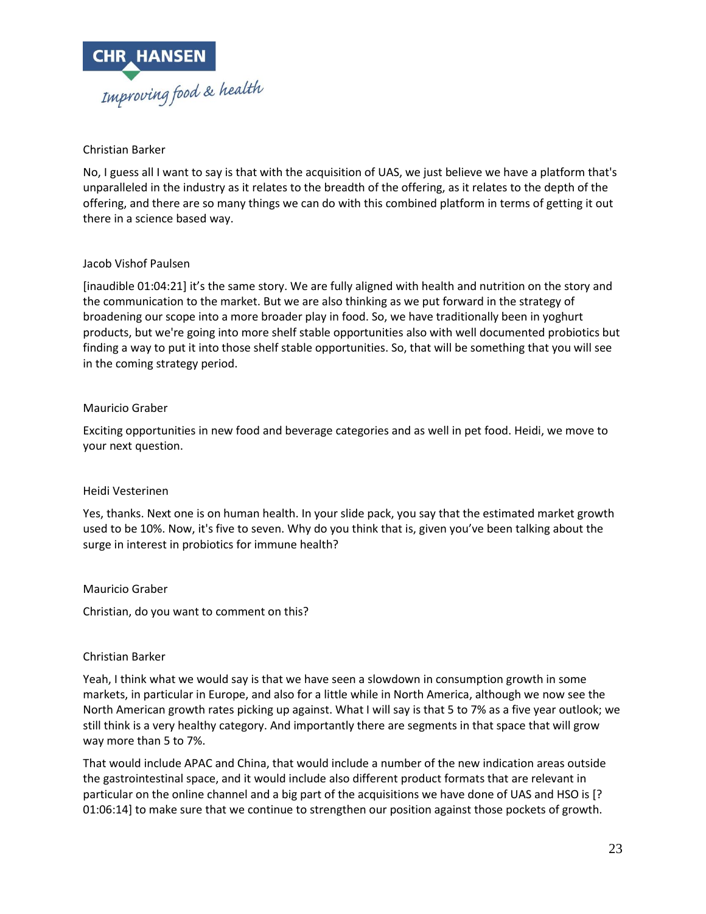Christian Barker

No, I guess all I want to say is that with the acquisition of UAS, we just believe we have a platform that's unparalleled in the industry as it relates to the breadth of the offering, as it relates to the depth of the offering, and there are so many things we can do with this combined platform in terms of getting it out there in a science based way.

Jacob Vishof Paulsen

[inaudible 01:04:21] it's the same story. We are fully aligned with health and nutrition on the story and the communication to the market. But we are also thinking as we put forward in the strategy of broadening our scope into a more broader play in food. So, we have traditionally been in yoghurt products, but we're going into more shelf stable opportunities also with well documented probiotics but finding a way to put it into those shelf stable opportunities. So, that will be something that you will see in the coming strategy period.

Mauricio Graber

Exciting opportunities in new food and beverage categories and as well in pet food. Heidi, we move to your next question.

Heidi Vesterinen

Yes, thanks. Next one is on human health. In your slide pack, you say that the estimated market growth used to be 10%. Now, it's five to seven. Why do you think that is, given you've been talking about the surge in interest in probiotics for immune health?

Mauricio Graber

Christian, do you want to comment on this?

Christian Barker

Yeah, I think what we would say is that we have seen a slowdown in consumption growth in some markets, in particular in Europe, and also for a little while in North America, although we now see the North American growth rates picking up against. What I will say is that 5 to 7% as a five year outlook; we still think is a very healthy category. And importantly there are segments in that space that will grow way more than 5 to 7%.

That would include APAC and China, that would include a number of the new indication areas outside the gastrointestinal space, and it would include also different product formats that are relevant in particular on the online channel and a big part of the acquisitions we have done of UAS and HSO is [? 01:06:14] to make sure that we continue to strengthen our position against those pockets of growth.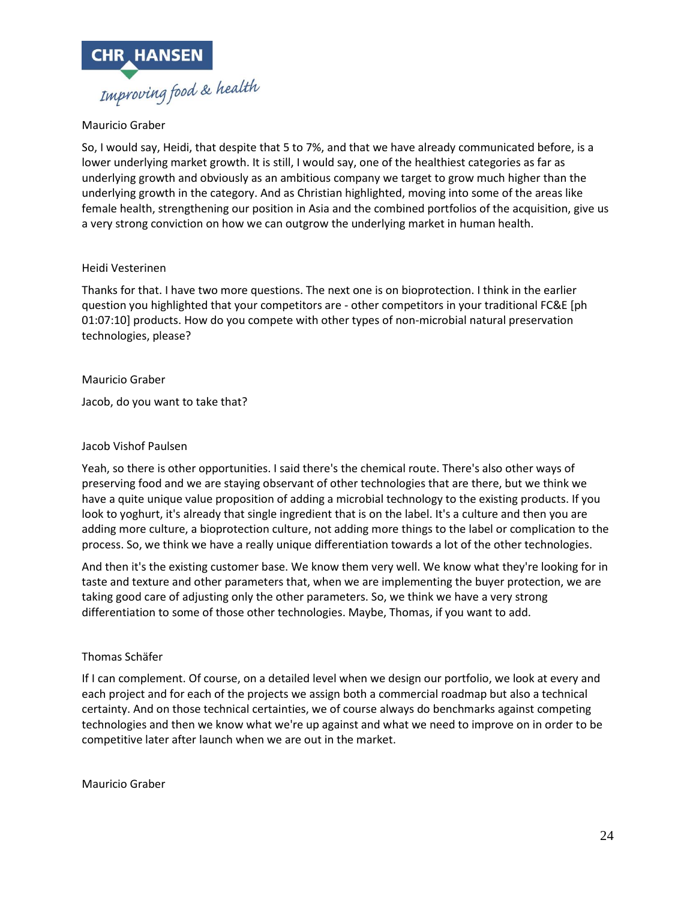Mauricio Graber

So, I would say, Heidi, that despite that 5 to 7%, and that we have already communicated before, is a lower underlying market growth. It is still, I would say, one of the healthiest categories as far as underlying growth and obviously as an ambitious company we target to grow much higher than the underlying growth in the category. And as Christian highlighted, moving into some of the areas like female health, strengthening our position in Asia and the combined portfolios of the acquisition, give us a very strong conviction on how we can outgrow the underlying market in human health.

Heidi Vesterinen

Thanks for that. I have two more questions. The next one is on bioprotection. I think in the earlier question you highlighted that your competitors are - other competitors in your traditional FC&E [ph 01:07:10] products. How do you compete with other types of non-microbial natural preservation technologies, please?

Mauricio Graber

Jacob, do you want to take that?

Jacob Vishof Paulsen

Yeah, so there is other opportunities. I said there's the chemical route. There's also other ways of preserving food and we are staying observant of other technologies that are there, but we think we have a quite unique value proposition of adding a microbial technology to the existing products. If you look to yoghurt, it's already that single ingredient that is on the label. It's a culture and then you are adding more culture, a bioprotection culture, not adding more things to the label or complication to the process. So, we think we have a really unique differentiation towards a lot of the other technologies.

And then it's the existing customer base. We know them very well. We know what they're looking for in taste and texture and other parameters that, when we are implementing the buyer protection, we are taking good care of adjusting only the other parameters. So, we think we have a very strong differentiation to some of those other technologies. Maybe, Thomas, if you want to add.

Thomas Schäfer

If I can complement. Of course, on a detailed level when we design our portfolio, we look at every and each project and for each of the projects we assign both a commercial roadmap but also a technical certainty. And on those technical certainties, we of course always do benchmarks against competing technologies and then we know what we're up against and what we need to improve on in order to be competitive later after launch when we are out in the market.

Mauricio Graber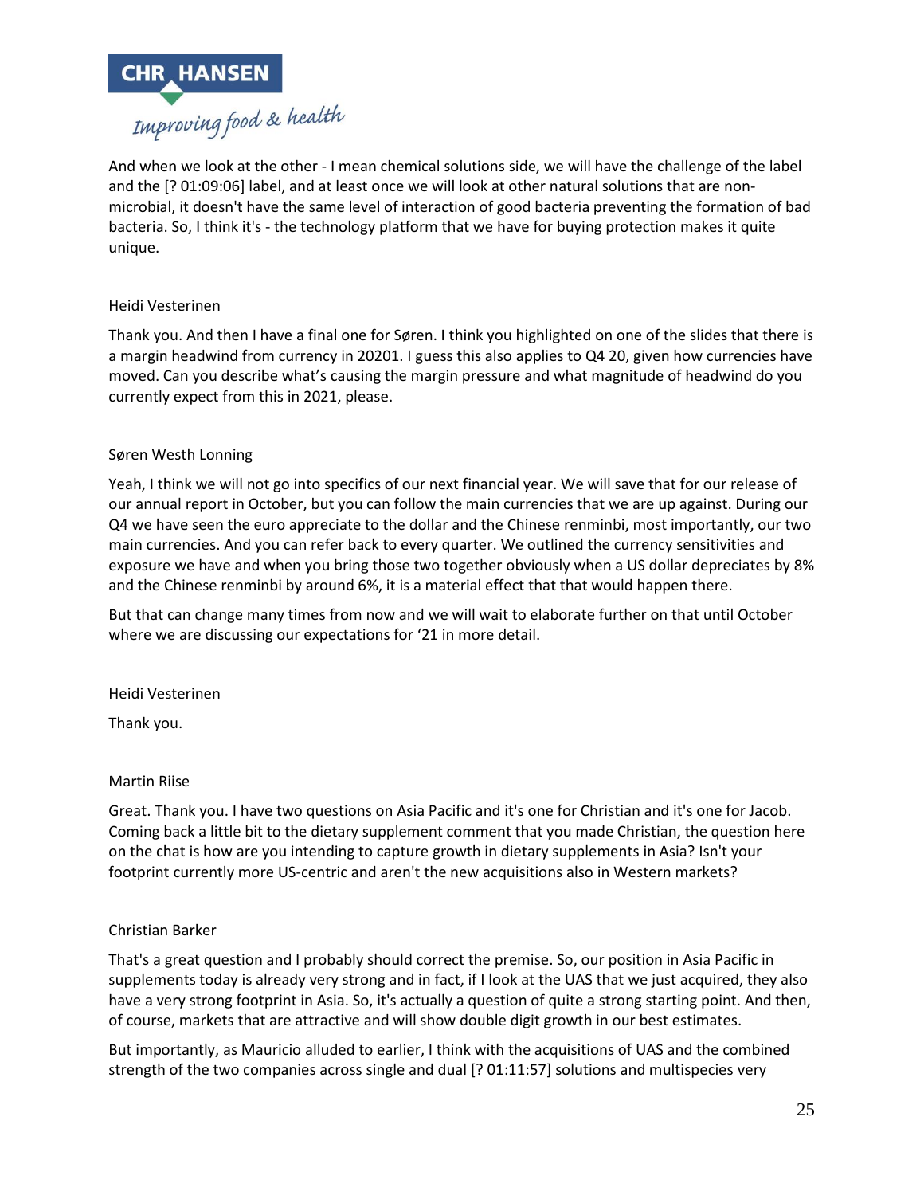And when we look at the other - I mean chemical solutions side, we will have the challenge of the label and the [? 01:09:06] label, and at least once we will look at other natural solutions that are non-microbial, it doesn't have the same level of interaction of good bacteria preventing the formation of bad bacteria. So, I think it's - the technology platform that we have for buying protection makes it quite unique.

Heidi Vesterinen

Thank you. And then I have a final one for Søren. I think you highlighted on one of the slides that there is a margin headwind from currency in 20201. I guess this also applies to Q4 20, given how currencies have moved. Can you describe what's causing the margin pressure and what magnitude of headwind do you currently expect from this in 2021, please.

Søren Westh Lonning

Yeah, I think we will not go into specifics of our next financial year. We will save that for our release of our annual report in October, but you can follow the main currencies that we are up against. During our Q4 we have seen the euro appreciate to the dollar and the Chinese renminbi, most importantly, our two main currencies. And you can refer back to every quarter. We outlined the currency sensitivities and exposure we have and when you bring those two together obviously when a US dollar depreciates by 8% and the Chinese renminbi by around 6%, it is a material effect that that would happen there.

But that can change many times from now and we will wait to elaborate further on that until October where we are discussing our expectations for '21 in more detail.

Heidi Vesterinen

Thank you.

Martin Riise

Great. Thank you. I have two questions on Asia Pacific and it's one for Christian and it's one for Jacob. Coming back a little bit to the dietary supplement comment that you made Christian, the question here on the chat is how are you intending to capture growth in dietary supplements in Asia? Isn't your footprint currently more US-centric and aren't the new acquisitions also in Western markets?

Christian Barker

That's a great question and I probably should correct the premise. So, our position in Asia Pacific in supplements today is already very strong and in fact, if I look at the UAS that we just acquired, they also have a very strong footprint in Asia. So, it's actually a question of quite a strong starting point. And then, of course, markets that are attractive and will show double digit growth in our best estimates.

But importantly, as Mauricio alluded to earlier, I think with the acquisitions of UAS and the combined strength of the two companies across single and dual [? 01:11:57] solutions and multispecies very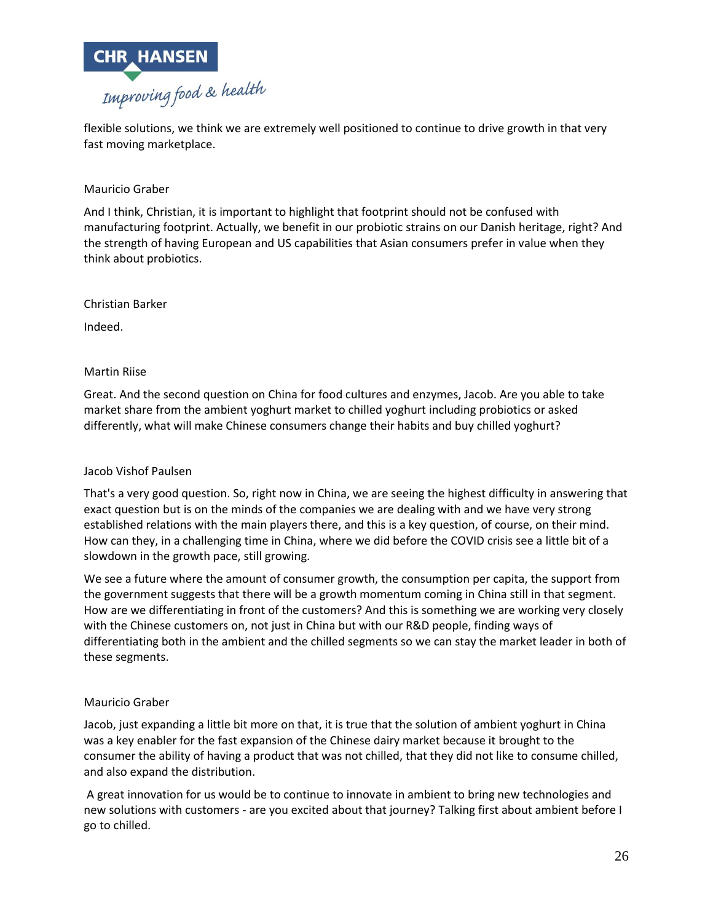flexible solutions, we think we are extremely well positioned to continue to drive growth in that very fast moving marketplace.

Mauricio Graber

And I think, Christian, it is important to highlight that footprint should not be confused with manufacturing footprint. Actually, we benefit in our probiotic strains on our Danish heritage, right? And the strength of having European and US capabilities that Asian consumers prefer in value when they think about probiotics.

Christian Barker

Indeed.

Martin Riise

Great. And the second question on China for food cultures and enzymes, Jacob. Are you able to take market share from the ambient yoghurt market to chilled yoghurt including probiotics or asked differently, what will make Chinese consumers change their habits and buy chilled yoghurt?

Jacob Vishof Paulsen

That's a very good question. So, right now in China, we are seeing the highest difficulty in answering that exact question but is on the minds of the companies we are dealing with and we have very strong established relations with the main players there, and this is a key question, of course, on their mind. How can they, in a challenging time in China, where we did before the COVID crisis see a little bit of a slowdown in the growth pace, still growing.

We see a future where the amount of consumer growth, the consumption per capita, the support from the government suggests that there will be a growth momentum coming in China still in that segment. How are we differentiating in front of the customers? And this is something we are working very closely with the Chinese customers on, not just in China but with our R&D people, finding ways of differentiating both in the ambient and the chilled segments so we can stay the market leader in both of these segments.

Mauricio Graber

Jacob, just expanding a little bit more on that, it is true that the solution of ambient yoghurt in China was a key enabler for the fast expansion of the Chinese dairy market because it brought to the consumer the ability of having a product that was not chilled, that they did not like to consume chilled, and also expand the distribution.

A great innovation for us would be to continue to innovate in ambient to bring new technologies and new solutions with customers - are you excited about that journey? Talking first about ambient before I go to chilled.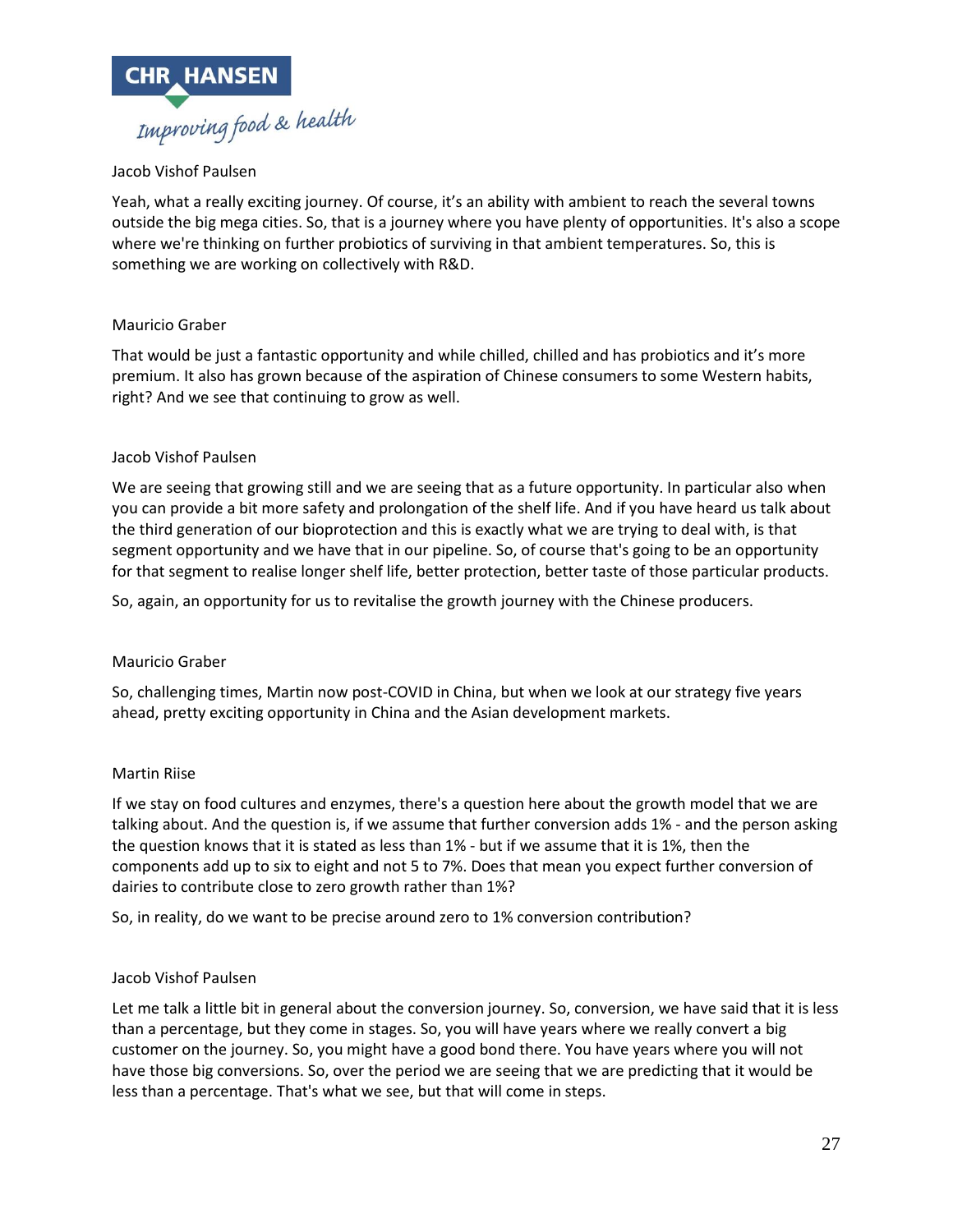Jacob Vishof Paulsen

Yeah, what a really exciting journey. Of course, it's an ability with ambient to reach the several towns outside the big mega cities. So, that is a journey where you have plenty of opportunities. It's also a scope where we're thinking on further probiotics of surviving in that ambient temperatures. So, this is something we are working on collectively with R&D.

Mauricio Graber

That would be just a fantastic opportunity and while chilled, chilled and has probiotics and it's more premium. It also has grown because of the aspiration of Chinese consumers to some Western habits, right? And we see that continuing to grow as well.

Jacob Vishof Paulsen

We are seeing that growing still and we are seeing that as a future opportunity. In particular also when you can provide a bit more safety and prolongation of the shelf life. And if you have heard us talk about the third generation of our bioprotection and this is exactly what we are trying to deal with, is that segment opportunity and we have that in our pipeline. So, of course that's going to be an opportunity for that segment to realise longer shelf life, better protection, better taste of those particular products.

So, again, an opportunity for us to revitalise the growth journey with the Chinese producers.

Mauricio Graber

So, challenging times, Martin now post-COVID in China, but when we look at our strategy five years ahead, pretty exciting opportunity in China and the Asian development markets.

Martin Riise

If we stay on food cultures and enzymes, there's a question here about the growth model that we are talking about. And the question is, if we assume that further conversion adds 1% - and the person asking the question knows that it is stated as less than 1% - but if we assume that it is 1%, then the components add up to six to eight and not 5 to 7%. Does that mean you expect further conversion of dairies to contribute close to zero growth rather than 1%?

So, in reality, do we want to be precise around zero to 1% conversion contribution?

Jacob Vishof Paulsen

Let me talk a little bit in general about the conversion journey. So, conversion, we have said that it is less than a percentage, but they come in stages. So, you will have years where we really convert a big customer on the journey. So, you might have a good bond there. You have years where you will not have those big conversions. So, over the period we are seeing that we are predicting that it would be less than a percentage. That's what we see, but that will come in steps.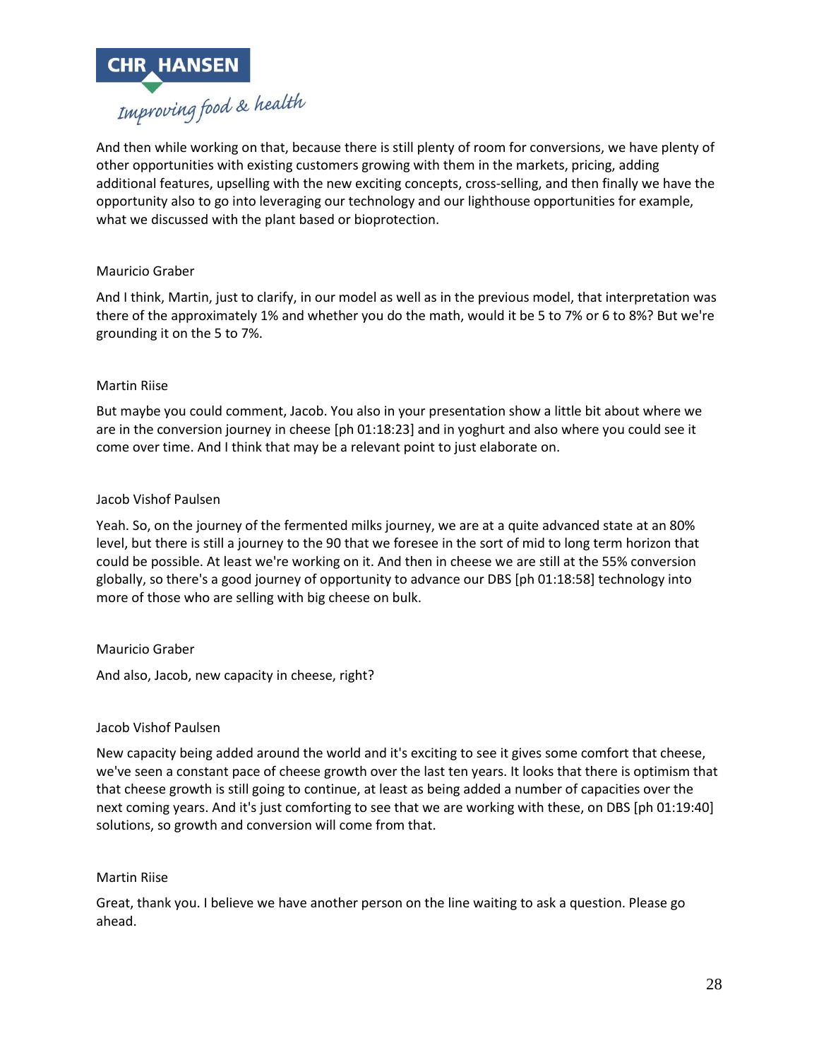And then while working on that, because there is still plenty of room for conversions, we have plenty of other opportunities with existing customers growing with them in the markets, pricing, adding additional features, upselling with the new exciting concepts, cross-selling, and then finally we have the opportunity also to go into leveraging our technology and our lighthouse opportunities for example, what we discussed with the plant based or bioprotection.

Mauricio Graber

And I think, Martin, just to clarify, in our model as well as in the previous model, that interpretation was there of the approximately 1% and whether you do the math, would it be 5 to 7% or 6 to 8%? But we're grounding it on the 5 to 7%.

Martin Riise

But maybe you could comment, Jacob. You also in your presentation show a little bit about where we are in the conversion journey in cheese [ph 01:18:23] and in yoghurt and also where you could see it come over time. And I think that may be a relevant point to just elaborate on.

Jacob Vishof Paulsen

Yeah. So, on the journey of the fermented milks journey, we are at a quite advanced state at an 80% level, but there is still a journey to the 90 that we foresee in the sort of mid to long term horizon that could be possible. At least we're working on it. And then in cheese we are still at the 55% conversion globally, so there's a good journey of opportunity to advance our DBS [ph 01:18:58] technology into more of those who are selling with big cheese on bulk.

Mauricio Graber

And also, Jacob, new capacity in cheese, right?

Jacob Vishof Paulsen

New capacity being added around the world and it's exciting to see it gives some comfort that cheese, we've seen a constant pace of cheese growth over the last ten years. It looks that there is optimism that that cheese growth is still going to continue, at least as being added a number of capacities over the next coming years. And it's just comforting to see that we are working with these, on DBS [ph 01:19:40] solutions, so growth and conversion will come from that.

Martin Riise

Great, thank you. I believe we have another person on the line waiting to ask a question. Please go ahead.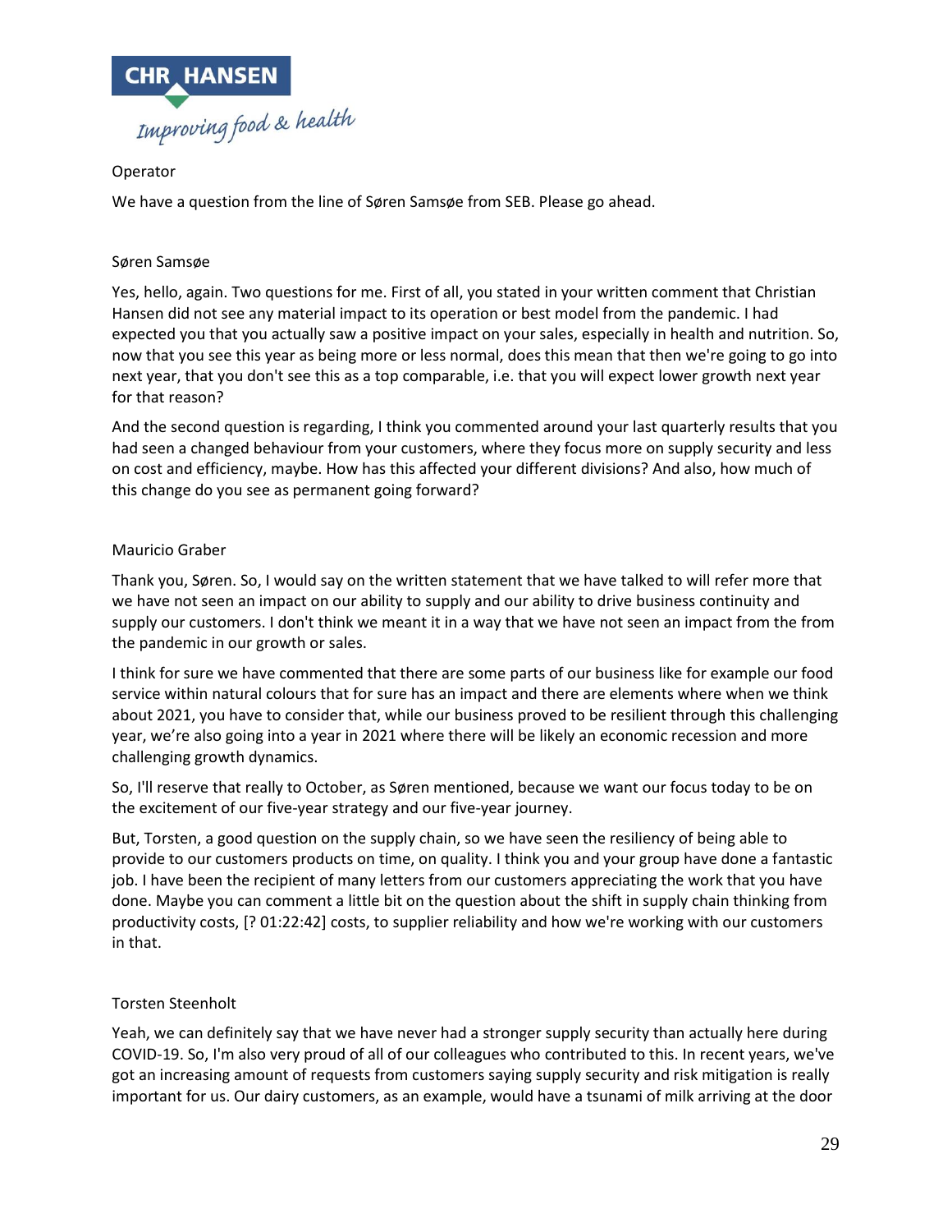Operator

We have a question from the line of Søren Samsøe from SEB. Please go ahead.

Søren Samsøe

Yes, hello, again. Two questions for me. First of all, you stated in your written comment that Christian Hansen did not see any material impact to its operation or best model from the pandemic. I had expected you that you actually saw a positive impact on your sales, especially in health and nutrition. So, now that you see this year as being more or less normal, does this mean that then we're going to go into next year, that you don't see this as a top comparable, i.e. that you will expect lower growth next year for that reason?

And the second question is regarding, I think you commented around your last quarterly results that you had seen a changed behaviour from your customers, where they focus more on supply security and less on cost and efficiency, maybe. How has this affected your different divisions? And also, how much of this change do you see as permanent going forward?

Mauricio Graber

Thank you, Søren. So, I would say on the written statement that we have talked to will refer more that we have not seen an impact on our ability to supply and our ability to drive business continuity and supply our customers. I don't think we meant it in a way that we have not seen an impact from the from the pandemic in our growth or sales.

I think for sure we have commented that there are some parts of our business like for example our food service within natural colours that for sure has an impact and there are elements where when we think about 2021, you have to consider that, while our business proved to be resilient through this challenging year, we're also going into a year in 2021 where there will be likely an economic recession and more challenging growth dynamics.

So, I'll reserve that really to October, as Søren mentioned, because we want our focus today to be on the excitement of our five-year strategy and our five-year journey.

But, Torsten, a good question on the supply chain, so we have seen the resiliency of being able to provide to our customers products on time, on quality. I think you and your group have done a fantastic job. I have been the recipient of many letters from our customers appreciating the work that you have done. Maybe you can comment a little bit on the question about the shift in supply chain thinking from productivity costs, [? 01:22:42] costs, to supplier reliability and how we're working with our customers in that.

Torsten Steenholt

Yeah, we can definitely say that we have never had a stronger supply security than actually here during COVID-19. So, I'm also very proud of all of our colleagues who contributed to this. In recent years, we've got an increasing amount of requests from customers saying supply security and risk mitigation is really important for us. Our dairy customers, as an example, would have a tsunami of milk arriving at the door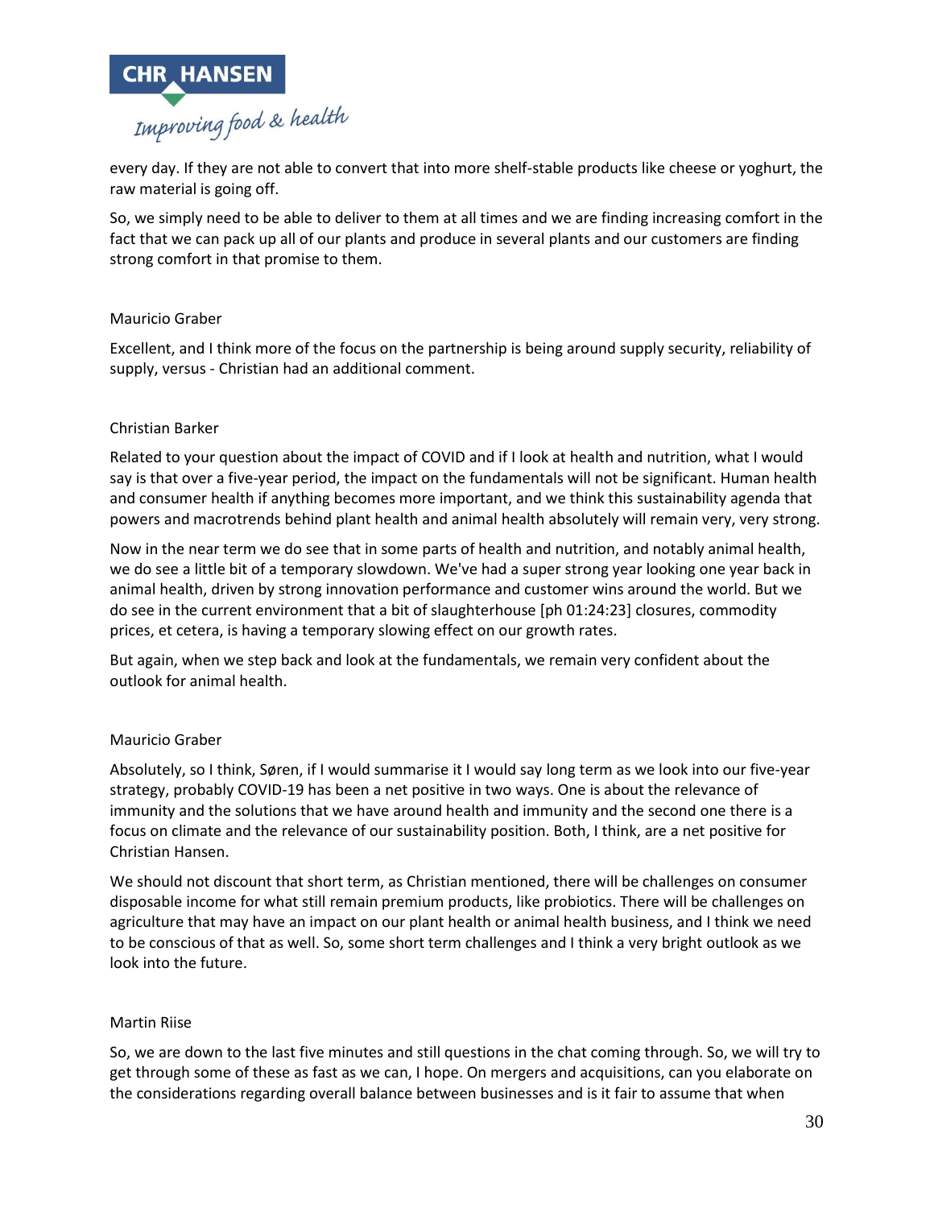every day. If they are not able to convert that into more shelf-stable products like cheese or yoghurt, the raw material is going off.

So, we simply need to be able to deliver to them at all times and we are finding increasing comfort in the fact that we can pack up all of our plants and produce in several plants and our customers are finding strong comfort in that promise to them.

Mauricio Graber

Excellent, and I think more of the focus on the partnership is being around supply security, reliability of supply, versus - Christian had an additional comment.

Christian Barker

Related to your question about the impact of COVID and if I look at health and nutrition, what I would say is that over a five-year period, the impact on the fundamentals will not be significant. Human health and consumer health if anything becomes more important, and we think this sustainability agenda that powers and macrotrends behind plant health and animal health absolutely will remain very, very strong.

Now in the near term we do see that in some parts of health and nutrition, and notably animal health, we do see a little bit of a temporary slowdown. We've had a super strong year looking one year back in animal health, driven by strong innovation performance and customer wins around the world. But we do see in the current environment that a bit of slaughterhouse [ph 01:24:23] closures, commodity prices, et cetera, is having a temporary slowing effect on our growth rates.

But again, when we step back and look at the fundamentals, we remain very confident about the outlook for animal health.

Mauricio Graber

Absolutely, so I think, Søren, if I would summarise it I would say long term as we look into our five-year strategy, probably COVID-19 has been a net positive in two ways. One is about the relevance of immunity and the solutions that we have around health and immunity and the second one there is a focus on climate and the relevance of our sustainability position. Both, I think, are a net positive for Christian Hansen.

We should not discount that short term, as Christian mentioned, there will be challenges on consumer disposable income for what still remain premium products, like probiotics. There will be challenges on agriculture that may have an impact on our plant health or animal health business, and I think we need to be conscious of that as well. So, some short term challenges and I think a very bright outlook as we look into the future.

Martin Riise

So, we are down to the last five minutes and still questions in the chat coming through. So, we will try to get through some of these as fast as we can, I hope. On mergers and acquisitions, can you elaborate on the considerations regarding overall balance between businesses and is it fair to assume that when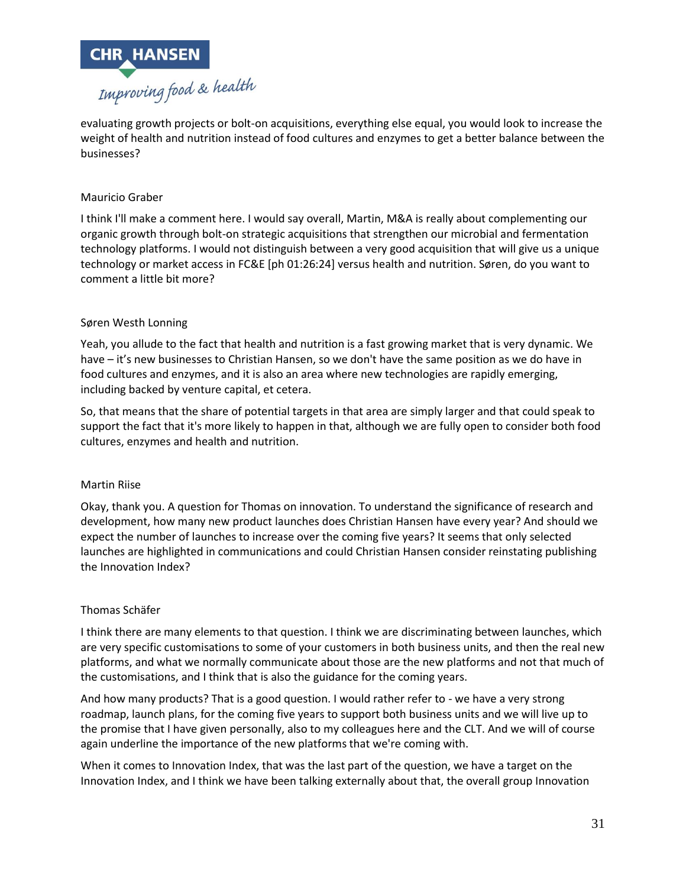evaluating growth projects or bolt-on acquisitions, everything else equal, you would look to increase the weight of health and nutrition instead of food cultures and enzymes to get a better balance between the businesses?

Mauricio Graber

I think I'll make a comment here. I would say overall, Martin, M&A is really about complementing our organic growth through bolt-on strategic acquisitions that strengthen our microbial and fermentation technology platforms. I would not distinguish between a very good acquisition that will give us a unique technology or market access in FC&E [ph 01:26:24] versus health and nutrition. Søren, do you want to comment a little bit more?

Søren Westh Lonning

Yeah, you allude to the fact that health and nutrition is a fast growing market that is very dynamic. We have – it's new businesses to Christian Hansen, so we don't have the same position as we do have in food cultures and enzymes, and it is also an area where new technologies are rapidly emerging, including backed by venture capital, et cetera.

So, that means that the share of potential targets in that area are simply larger and that could speak to support the fact that it's more likely to happen in that, although we are fully open to consider both food cultures, enzymes and health and nutrition.

Martin Riise

Okay, thank you. A question for Thomas on innovation. To understand the significance of research and development, how many new product launches does Christian Hansen have every year? And should we expect the number of launches to increase over the coming five years? It seems that only selected launches are highlighted in communications and could Christian Hansen consider reinstating publishing the Innovation Index?

Thomas Schäfer

I think there are many elements to that question. I think we are discriminating between launches, which are very specific customisations to some of your customers in both business units, and then the real new platforms, and what we normally communicate about those are the new platforms and not that much of the customisations, and I think that is also the guidance for the coming years.

And how many products? That is a good question. I would rather refer to - we have a very strong roadmap, launch plans, for the coming five years to support both business units and we will live up to the promise that I have given personally, also to my colleagues here and the CLT. And we will of course again underline the importance of the new platforms that we're coming with.

When it comes to Innovation Index, that was the last part of the question, we have a target on the Innovation Index, and I think we have been talking externally about that, the overall group Innovation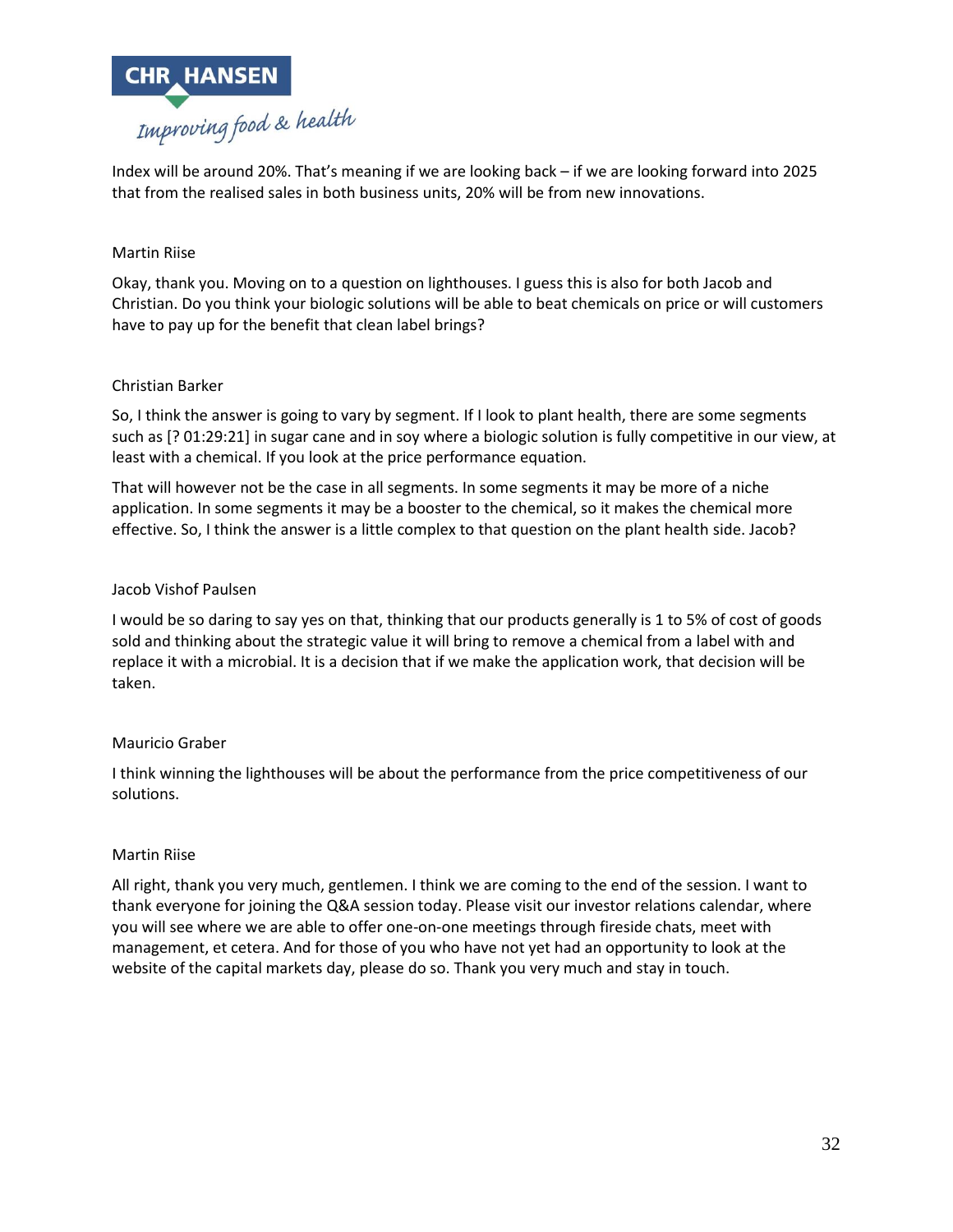Index will be around 20%. That's meaning if we are looking back – if we are looking forward into 2025 that from the realised sales in both business units, 20% will be from new innovations.

Martin Riise

Okay, thank you. Moving on to a question on lighthouses. I guess this is also for both Jacob and Christian. Do you think your biologic solutions will be able to beat chemicals on price or will customers have to pay up for the benefit that clean label brings?

Christian Barker

So, I think the answer is going to vary by segment. If I look to plant health, there are some segments such as [? 01:29:21] in sugar cane and in soy where a biologic solution is fully competitive in our view, at least with a chemical. If you look at the price performance equation.

That will however not be the case in all segments. In some segments it may be more of a niche application. In some segments it may be a booster to the chemical, so it makes the chemical more effective. So, I think the answer is a little complex to that question on the plant health side. Jacob?

Jacob Vishof Paulsen

I would be so daring to say yes on that, thinking that our products generally is 1 to 5% of cost of goods sold and thinking about the strategic value it will bring to remove a chemical from a label with and replace it with a microbial. It is a decision that if we make the application work, that decision will be taken.

Mauricio Graber

I think winning the lighthouses will be about the performance from the price competitiveness of our solutions.

Martin Riise

All right, thank you very much, gentlemen. I think we are coming to the end of the session. I want to thank everyone for joining the Q&A session today. Please visit our investor relations calendar, where you will see where we are able to offer one-on-one meetings through fireside chats, meet with management, et cetera. And for those of you who have not yet had an opportunity to look at the website of the capital markets day, please do so. Thank you very much and stay in touch.